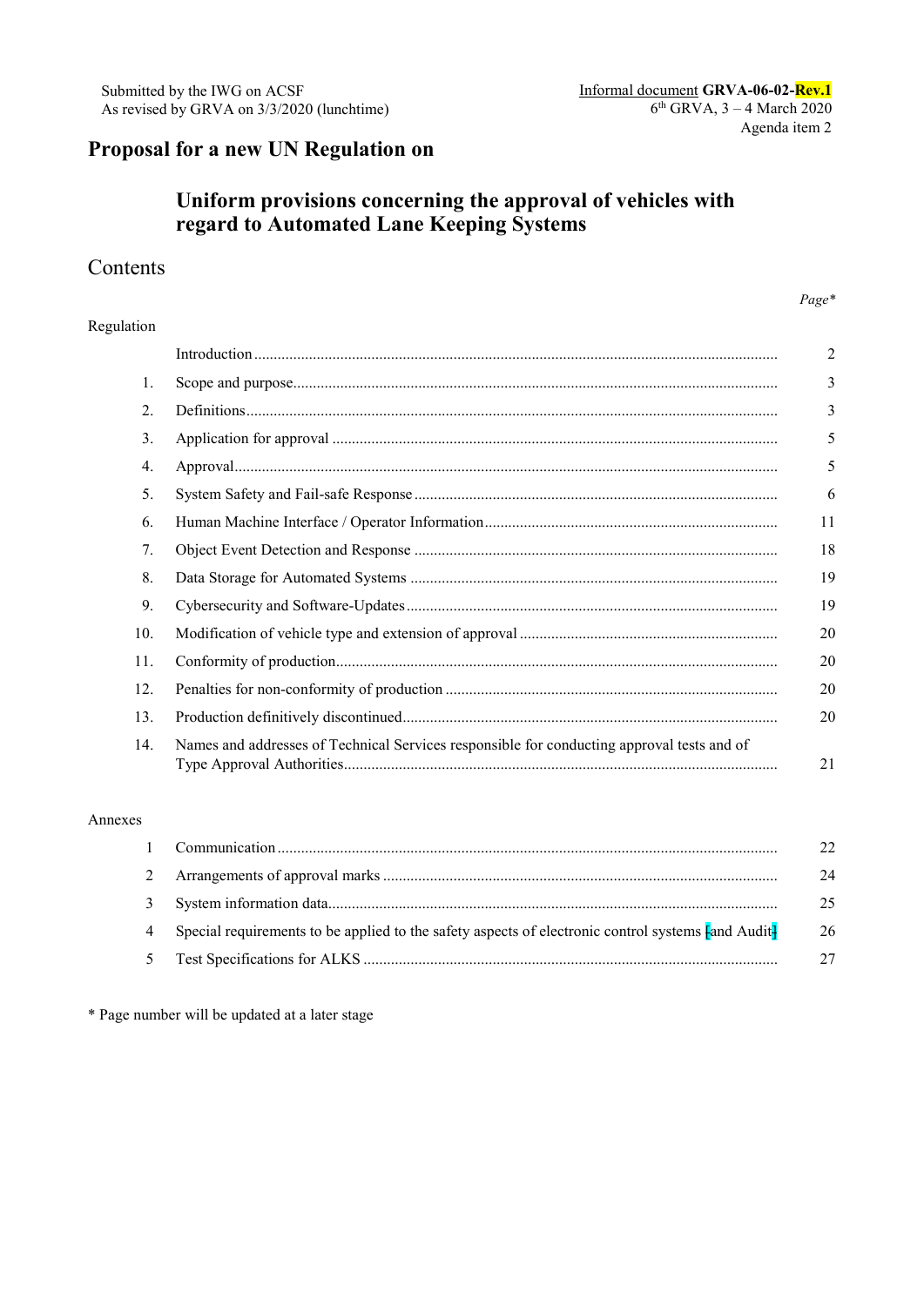Submitted by the IWG on ACSF
As revised by GRVA on 3/3/2020 (lunchtime)

Informal document **GRVA-06-02-Rev.1**
6th GRVA, 3 – 4 March 2020
Agenda item 2

# Proposal for a new UN Regulation on

## Uniform provisions concerning the approval of vehicles with regard to Automated Lane Keeping Systems

## Contents

| | | *Page\** |
|---|---|---|
| **Regulation** | | |
| | Introduction | 2 |
| 1. | Scope and purpose | 3 |
| 2. | Definitions | 3 |
| 3. | Application for approval | 5 |
| 4. | Approval | 5 |
| 5. | System Safety and Fail-safe Response | 6 |
| 6. | Human Machine Interface / Operator Information | 11 |
| 7. | Object Event Detection and Response | 18 |
| 8. | Data Storage for Automated Systems | 19 |
| 9. | Cybersecurity and Software-Updates | 19 |
| 10. | Modification of vehicle type and extension of approval | 20 |
| 11. | Conformity of production | 20 |
| 12. | Penalties for non-conformity of production | 20 |
| 13. | Production definitively discontinued | 20 |
| 14. | Names and addresses of Technical Services responsible for conducting approval tests and of Type Approval Authorities | 21 |
| **Annexes** | | |
| 1 | Communication | 22 |
| 2 | Arrangements of approval marks | 24 |
| 3 | System information data | 25 |
| 4 | Special requirements to be applied to the safety aspects of electronic control systems [and Audit] | 26 |
| 5 | Test Specifications for ALKS | 27 |

\* Page number will be updated at a later stage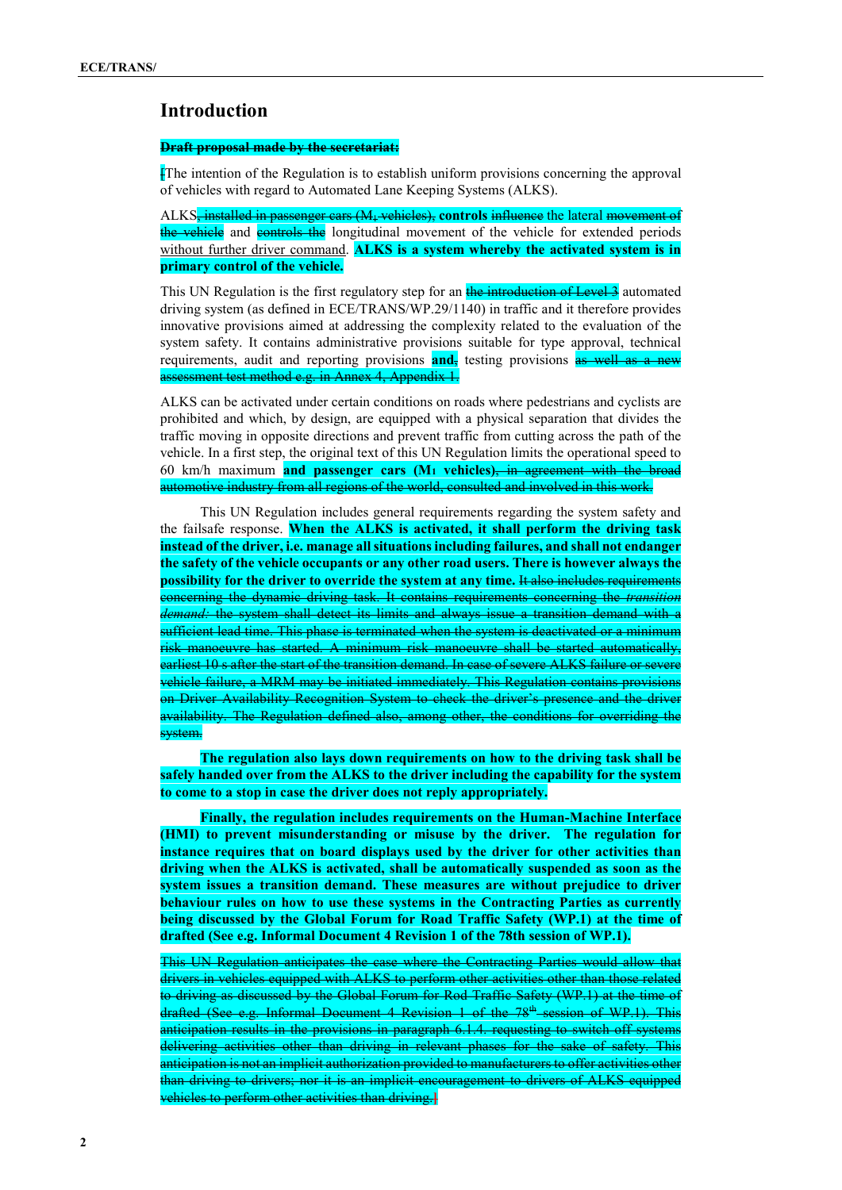# Introduction

~~**Draft proposal made by the secretariat:**~~

~~[~~The intention of the Regulation is to establish uniform provisions concerning the approval of vehicles with regard to Automated Lane Keeping Systems (ALKS).

ALKS~~, installed in passenger cars (M$_1$ vehicles),~~ **controls** ~~influence~~ the lateral ~~movement of the vehicle~~ and ~~controls the~~ longitudinal movement of the vehicle for extended periods without further driver command. **ALKS is a system whereby the activated system is in primary control of the vehicle.**

This UN Regulation is the first regulatory step for an ~~the introduction of Level 3~~ automated driving system (as defined in ECE/TRANS/WP.29/1140) in traffic and it therefore provides innovative provisions aimed at addressing the complexity related to the evaluation of the system safety. It contains administrative provisions suitable for type approval, technical requirements, audit and reporting provisions **and**~~,~~ testing provisions ~~as well as a new assessment test method e.g. in Annex 4, Appendix 1.~~

ALKS can be activated under certain conditions on roads where pedestrians and cyclists are prohibited and which, by design, are equipped with a physical separation that divides the traffic moving in opposite directions and prevent traffic from cutting across the path of the vehicle. In a first step, the original text of this UN Regulation limits the operational speed to 60 km/h maximum **and passenger cars (M$_1$ vehicles)**~~, in agreement with the broad automotive industry from all regions of the world, consulted and involved in this work.~~

This UN Regulation includes general requirements regarding the system safety and the failsafe response. **When the ALKS is activated, it shall perform the driving task instead of the driver, i.e. manage all situations including failures, and shall not endanger the safety of the vehicle occupants or any other road users. There is however always the possibility for the driver to override the system at any time.** ~~It also includes requirements concerning the dynamic driving task. It contains requirements concerning the *transition demand:* the system shall detect its limits and always issue a transition demand with a sufficient lead time. This phase is terminated when the system is deactivated or a minimum risk manoeuvre has started. A minimum risk manoeuvre shall be started automatically, earliest 10 s after the start of the transition demand. In case of severe ALKS failure or severe vehicle failure, a MRM may be initiated immediately. This Regulation contains provisions on Driver Availability Recognition System to check the driver's presence and the driver availability. The Regulation defined also, among other, the conditions for overriding the system.~~

**The regulation also lays down requirements on how to the driving task shall be safely handed over from the ALKS to the driver including the capability for the system to come to a stop in case the driver does not reply appropriately.**

**Finally, the regulation includes requirements on the Human-Machine Interface (HMI) to prevent misunderstanding or misuse by the driver. The regulation for instance requires that on board displays used by the driver for other activities than driving when the ALKS is activated, shall be automatically suspended as soon as the system issues a transition demand. These measures are without prejudice to driver behaviour rules on how to use these systems in the Contracting Parties as currently being discussed by the Global Forum for Road Traffic Safety (WP.1) at the time of drafted (See e.g. Informal Document 4 Revision 1 of the 78th session of WP.1).**

~~This UN Regulation anticipates the case where the Contracting Parties would allow that drivers in vehicles equipped with ALKS to perform other activities other than those related to driving as discussed by the Global Forum for Rod Traffic Safety (WP.1) at the time of drafted (See e.g. Informal Document 4 Revision 1 of the 78th session of WP.1). This anticipation results in the provisions in paragraph 6.1.4. requesting to switch off systems delivering activities other than driving in relevant phases for the sake of safety. This anticipation is not an implicit authorization provided to manufacturers to offer activities other than driving to drivers; nor it is an implicit encouragement to drivers of ALKS equipped vehicles to perform other activities than driving.]~~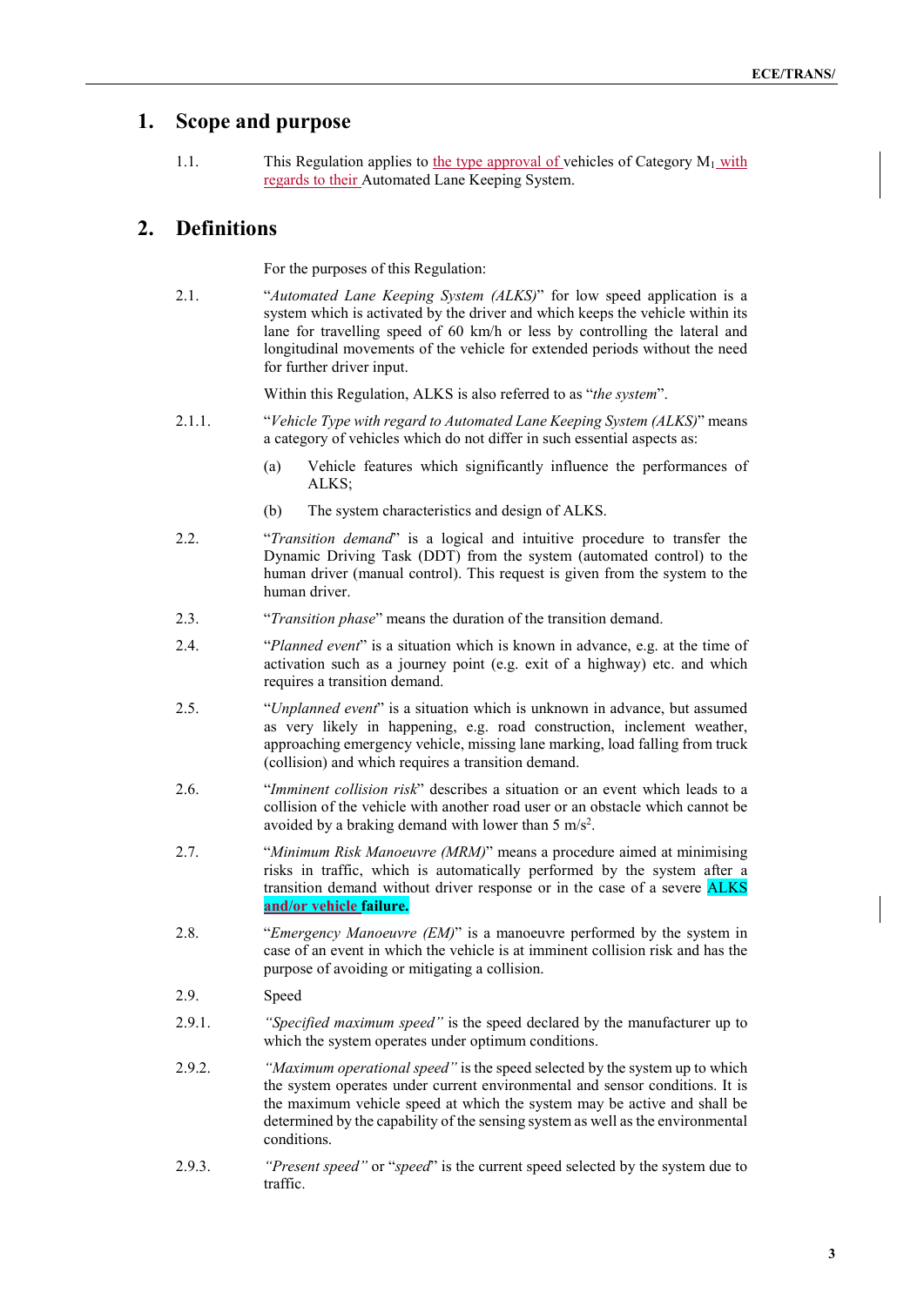## 1. Scope and purpose

1.1. This Regulation applies to the type approval of vehicles of Category $M_1$ with regards to their Automated Lane Keeping System.

## 2. Definitions

For the purposes of this Regulation:

2.1. "*Automated Lane Keeping System (ALKS)*" for low speed application is a system which is activated by the driver and which keeps the vehicle within its lane for travelling speed of 60 km/h or less by controlling the lateral and longitudinal movements of the vehicle for extended periods without the need for further driver input.

Within this Regulation, ALKS is also referred to as "*the system*".

2.1.1. "*Vehicle Type with regard to Automated Lane Keeping System (ALKS)*" means a category of vehicles which do not differ in such essential aspects as:

(a) Vehicle features which significantly influence the performances of ALKS;

(b) The system characteristics and design of ALKS.

2.2. "*Transition demand*" is a logical and intuitive procedure to transfer the Dynamic Driving Task (DDT) from the system (automated control) to the human driver (manual control). This request is given from the system to the human driver.

2.3. "*Transition phase*" means the duration of the transition demand.

2.4. "*Planned event*" is a situation which is known in advance, e.g. at the time of activation such as a journey point (e.g. exit of a highway) etc. and which requires a transition demand.

2.5. "*Unplanned event*" is a situation which is unknown in advance, but assumed as very likely in happening, e.g. road construction, inclement weather, approaching emergency vehicle, missing lane marking, load falling from truck (collision) and which requires a transition demand.

2.6. "*Imminent collision risk*" describes a situation or an event which leads to a collision of the vehicle with another road user or an obstacle which cannot be avoided by a braking demand with lower than 5 m/s$^2$.

2.7. "*Minimum Risk Manoeuvre (MRM)*" means a procedure aimed at minimising risks in traffic, which is automatically performed by the system after a transition demand without driver response or in the case of a severe ALKS **and/or vehicle failure.**

2.8. "*Emergency Manoeuvre (EM)*" is a manoeuvre performed by the system in case of an event in which the vehicle is at imminent collision risk and has the purpose of avoiding or mitigating a collision.

2.9. Speed

2.9.1. *"Specified maximum speed"* is the speed declared by the manufacturer up to which the system operates under optimum conditions.

2.9.2. *"Maximum operational speed"* is the speed selected by the system up to which the system operates under current environmental and sensor conditions. It is the maximum vehicle speed at which the system may be active and shall be determined by the capability of the sensing system as well as the environmental conditions.

2.9.3. *"Present speed"* or "*speed*" is the current speed selected by the system due to traffic.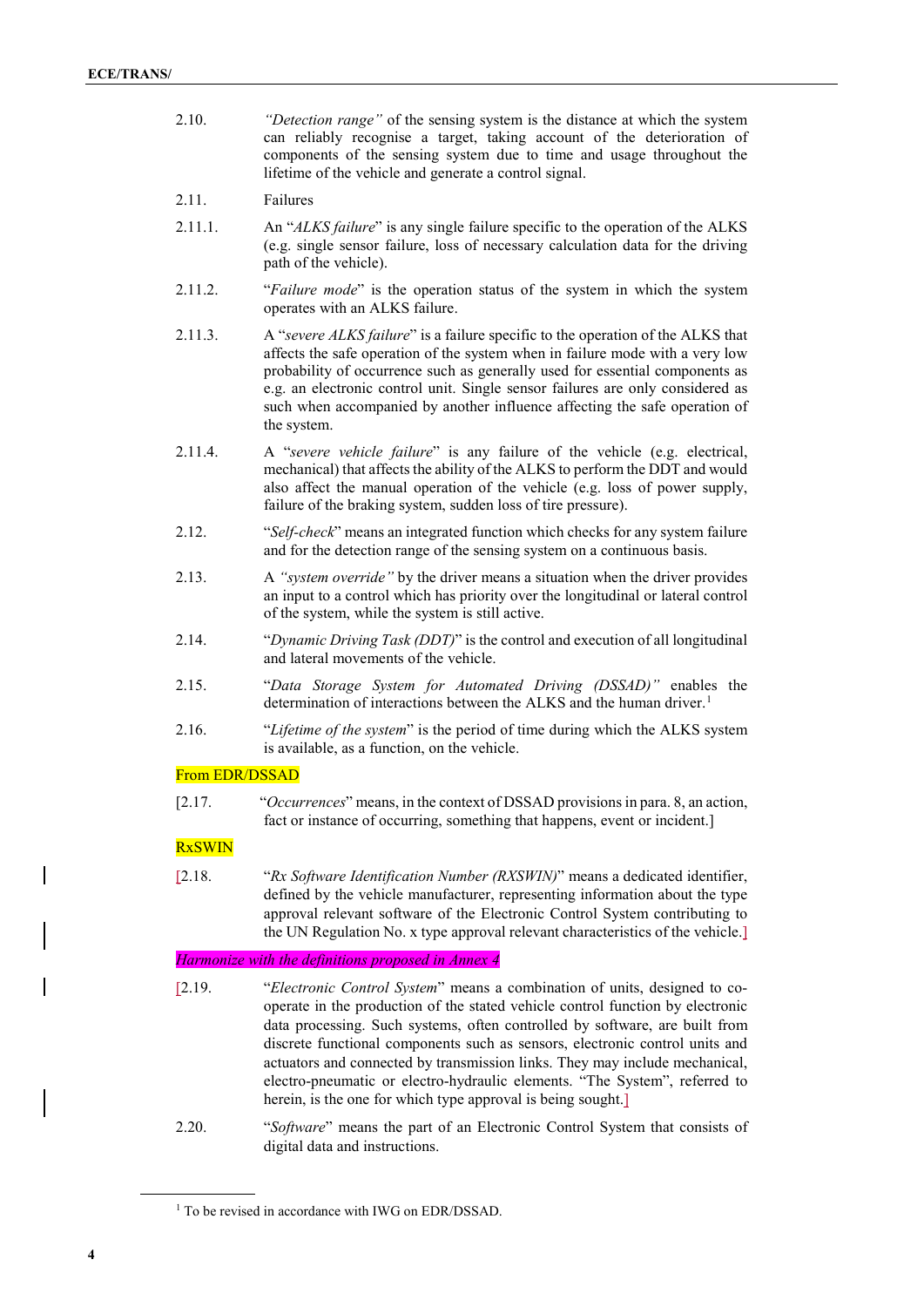2.10. *"Detection range"* of the sensing system is the distance at which the system can reliably recognise a target, taking account of the deterioration of components of the sensing system due to time and usage throughout the lifetime of the vehicle and generate a control signal.

2.11. Failures

2.11.1. An "*ALKS failure*" is any single failure specific to the operation of the ALKS (e.g. single sensor failure, loss of necessary calculation data for the driving path of the vehicle).

2.11.2. "*Failure mode*" is the operation status of the system in which the system operates with an ALKS failure.

2.11.3. A "*severe ALKS failure*" is a failure specific to the operation of the ALKS that affects the safe operation of the system when in failure mode with a very low probability of occurrence such as generally used for essential components as e.g. an electronic control unit. Single sensor failures are only considered as such when accompanied by another influence affecting the safe operation of the system.

2.11.4. A "*severe vehicle failure*" is any failure of the vehicle (e.g. electrical, mechanical) that affects the ability of the ALKS to perform the DDT and would also affect the manual operation of the vehicle (e.g. loss of power supply, failure of the braking system, sudden loss of tire pressure).

2.12. "*Self-check*" means an integrated function which checks for any system failure and for the detection range of the sensing system on a continuous basis.

2.13. A *"system override"* by the driver means a situation when the driver provides an input to a control which has priority over the longitudinal or lateral control of the system, while the system is still active.

2.14. "*Dynamic Driving Task (DDT)*" is the control and execution of all longitudinal and lateral movements of the vehicle.

2.15. "*Data Storage System for Automated Driving (DSSAD)"* enables the determination of interactions between the ALKS and the human driver.[1]

2.16. "*Lifetime of the system*" is the period of time during which the ALKS system is available, as a function, on the vehicle.

From EDR/DSSAD

[2.17. "*Occurrences*" means, in the context of DSSAD provisions in para. 8, an action, fact or instance of occurring, something that happens, event or incident.]

RxSWIN

[2.18. "*Rx Software Identification Number (RXSWIN)*" means a dedicated identifier, defined by the vehicle manufacturer, representing information about the type approval relevant software of the Electronic Control System contributing to the UN Regulation No. x type approval relevant characteristics of the vehicle.]

*Harmonize with the definitions proposed in Annex 4*

[2.19. "*Electronic Control System*" means a combination of units, designed to co-operate in the production of the stated vehicle control function by electronic data processing. Such systems, often controlled by software, are built from discrete functional components such as sensors, electronic control units and actuators and connected by transmission links. They may include mechanical, electro-pneumatic or electro-hydraulic elements. "The System", referred to herein, is the one for which type approval is being sought.]

2.20. "*Software*" means the part of an Electronic Control System that consists of digital data and instructions.

[1] To be revised in accordance with IWG on EDR/DSSAD.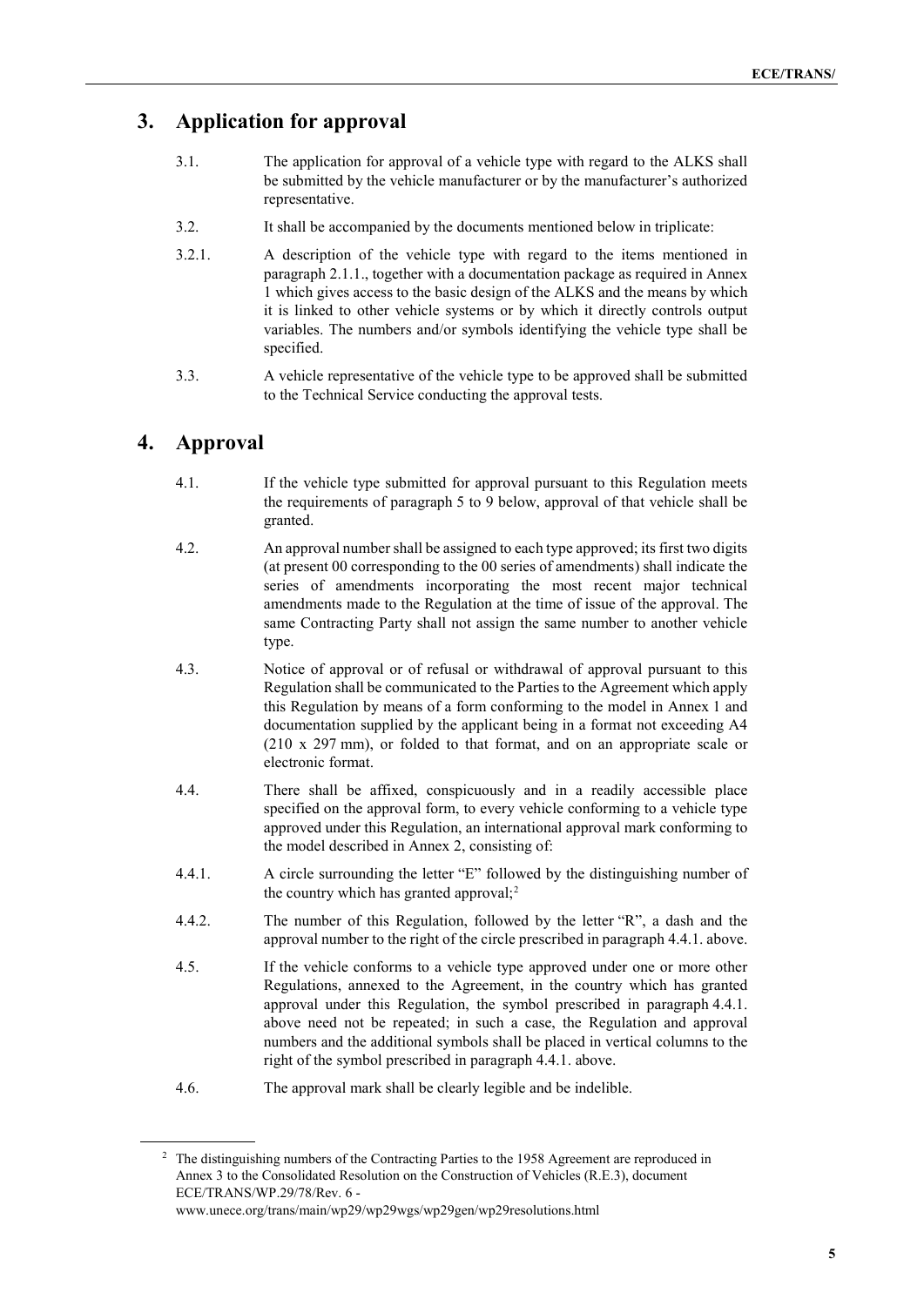## 3. Application for approval

3.1. The application for approval of a vehicle type with regard to the ALKS shall be submitted by the vehicle manufacturer or by the manufacturer's authorized representative.

3.2. It shall be accompanied by the documents mentioned below in triplicate:

3.2.1. A description of the vehicle type with regard to the items mentioned in paragraph 2.1.1., together with a documentation package as required in Annex 1 which gives access to the basic design of the ALKS and the means by which it is linked to other vehicle systems or by which it directly controls output variables. The numbers and/or symbols identifying the vehicle type shall be specified.

3.3. A vehicle representative of the vehicle type to be approved shall be submitted to the Technical Service conducting the approval tests.

## 4. Approval

4.1. If the vehicle type submitted for approval pursuant to this Regulation meets the requirements of paragraph 5 to 9 below, approval of that vehicle shall be granted.

4.2. An approval number shall be assigned to each type approved; its first two digits (at present 00 corresponding to the 00 series of amendments) shall indicate the series of amendments incorporating the most recent major technical amendments made to the Regulation at the time of issue of the approval. The same Contracting Party shall not assign the same number to another vehicle type.

4.3. Notice of approval or of refusal or withdrawal of approval pursuant to this Regulation shall be communicated to the Parties to the Agreement which apply this Regulation by means of a form conforming to the model in Annex 1 and documentation supplied by the applicant being in a format not exceeding A4 (210 x 297 mm), or folded to that format, and on an appropriate scale or electronic format.

4.4. There shall be affixed, conspicuously and in a readily accessible place specified on the approval form, to every vehicle conforming to a vehicle type approved under this Regulation, an international approval mark conforming to the model described in Annex 2, consisting of:

4.4.1. A circle surrounding the letter "E" followed by the distinguishing number of the country which has granted approval;[2]

4.4.2. The number of this Regulation, followed by the letter "R", a dash and the approval number to the right of the circle prescribed in paragraph 4.4.1. above.

4.5. If the vehicle conforms to a vehicle type approved under one or more other Regulations, annexed to the Agreement, in the country which has granted approval under this Regulation, the symbol prescribed in paragraph 4.4.1. above need not be repeated; in such a case, the Regulation and approval numbers and the additional symbols shall be placed in vertical columns to the right of the symbol prescribed in paragraph 4.4.1. above.

4.6. The approval mark shall be clearly legible and be indelible.

---

[2] The distinguishing numbers of the Contracting Parties to the 1958 Agreement are reproduced in Annex 3 to the Consolidated Resolution on the Construction of Vehicles (R.E.3), document ECE/TRANS/WP.29/78/Rev. 6 - www.unece.org/trans/main/wp29/wp29wgs/wp29gen/wp29resolutions.html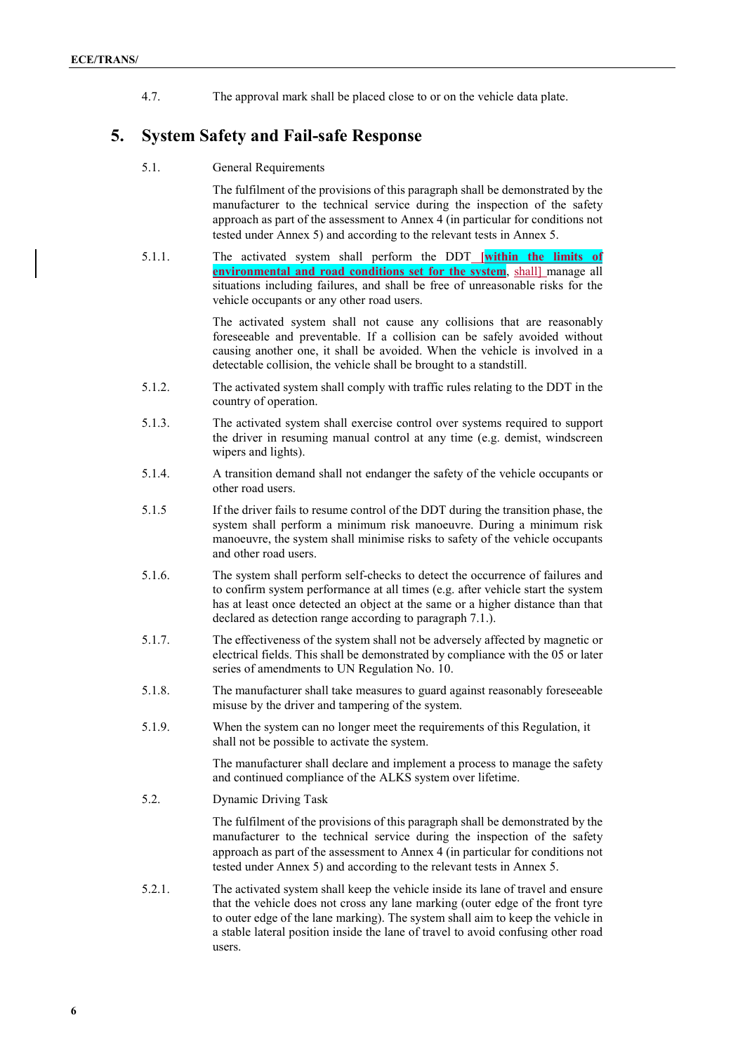4.7. The approval mark shall be placed close to or on the vehicle data plate.

## 5. System Safety and Fail-safe Response

5.1. General Requirements

The fulfilment of the provisions of this paragraph shall be demonstrated by the manufacturer to the technical service during the inspection of the safety approach as part of the assessment to Annex 4 (in particular for conditions not tested under Annex 5) and according to the relevant tests in Annex 5.

5.1.1. The activated system shall perform the DDT [**within the limits of environmental and road conditions set for the system**, shall] manage all situations including failures, and shall be free of unreasonable risks for the vehicle occupants or any other road users.

The activated system shall not cause any collisions that are reasonably foreseeable and preventable. If a collision can be safely avoided without causing another one, it shall be avoided. When the vehicle is involved in a detectable collision, the vehicle shall be brought to a standstill.

5.1.2. The activated system shall comply with traffic rules relating to the DDT in the country of operation.

5.1.3. The activated system shall exercise control over systems required to support the driver in resuming manual control at any time (e.g. demist, windscreen wipers and lights).

5.1.4. A transition demand shall not endanger the safety of the vehicle occupants or other road users.

5.1.5 If the driver fails to resume control of the DDT during the transition phase, the system shall perform a minimum risk manoeuvre. During a minimum risk manoeuvre, the system shall minimise risks to safety of the vehicle occupants and other road users.

5.1.6. The system shall perform self-checks to detect the occurrence of failures and to confirm system performance at all times (e.g. after vehicle start the system has at least once detected an object at the same or a higher distance than that declared as detection range according to paragraph 7.1.).

5.1.7. The effectiveness of the system shall not be adversely affected by magnetic or electrical fields. This shall be demonstrated by compliance with the 05 or later series of amendments to UN Regulation No. 10.

5.1.8. The manufacturer shall take measures to guard against reasonably foreseeable misuse by the driver and tampering of the system.

5.1.9. When the system can no longer meet the requirements of this Regulation, it shall not be possible to activate the system.

The manufacturer shall declare and implement a process to manage the safety and continued compliance of the ALKS system over lifetime.

5.2. Dynamic Driving Task

The fulfilment of the provisions of this paragraph shall be demonstrated by the manufacturer to the technical service during the inspection of the safety approach as part of the assessment to Annex 4 (in particular for conditions not tested under Annex 5) and according to the relevant tests in Annex 5.

5.2.1. The activated system shall keep the vehicle inside its lane of travel and ensure that the vehicle does not cross any lane marking (outer edge of the front tyre to outer edge of the lane marking). The system shall aim to keep the vehicle in a stable lateral position inside the lane of travel to avoid confusing other road users.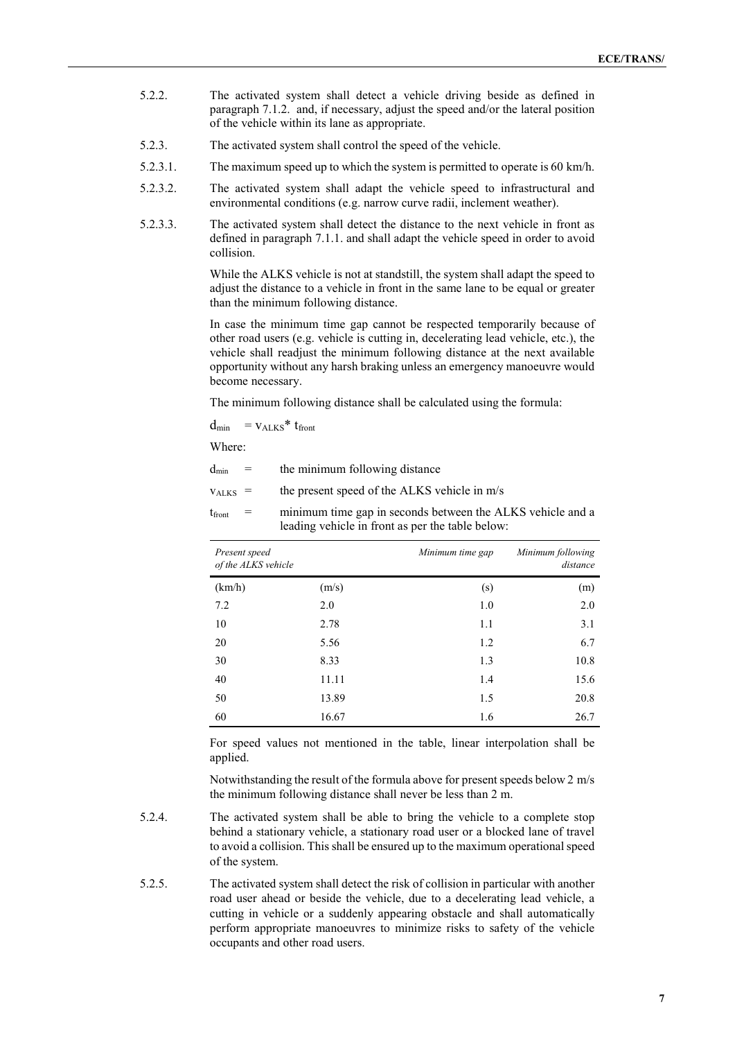5.2.2. The activated system shall detect a vehicle driving beside as defined in paragraph 7.1.2. and, if necessary, adjust the speed and/or the lateral position of the vehicle within its lane as appropriate.

5.2.3. The activated system shall control the speed of the vehicle.

5.2.3.1. The maximum speed up to which the system is permitted to operate is 60 km/h.

5.2.3.2. The activated system shall adapt the vehicle speed to infrastructural and environmental conditions (e.g. narrow curve radii, inclement weather).

5.2.3.3. The activated system shall detect the distance to the next vehicle in front as defined in paragraph 7.1.1. and shall adapt the vehicle speed in order to avoid collision.

While the ALKS vehicle is not at standstill, the system shall adapt the speed to adjust the distance to a vehicle in front in the same lane to be equal or greater than the minimum following distance.

In case the minimum time gap cannot be respected temporarily because of other road users (e.g. vehicle is cutting in, decelerating lead vehicle, etc.), the vehicle shall readjust the minimum following distance at the next available opportunity without any harsh braking unless an emergency manoeuvre would become necessary.

The minimum following distance shall be calculated using the formula:

$d_{min} = v_{ALKS} * t_{front}$

Where:

$d_{min}$ = the minimum following distance

$v_{ALKS}$ = the present speed of the ALKS vehicle in m/s

$t_{front}$ = minimum time gap in seconds between the ALKS vehicle and a leading vehicle in front as per the table below:

| *Present speed of the ALKS vehicle* | | *Minimum time gap* | *Minimum following distance* |
|---|---|---|---|
| (km/h) | (m/s) | (s) | (m) |
| 7.2 | 2.0 | 1.0 | 2.0 |
| 10 | 2.78 | 1.1 | 3.1 |
| 20 | 5.56 | 1.2 | 6.7 |
| 30 | 8.33 | 1.3 | 10.8 |
| 40 | 11.11 | 1.4 | 15.6 |
| 50 | 13.89 | 1.5 | 20.8 |
| 60 | 16.67 | 1.6 | 26.7 |

For speed values not mentioned in the table, linear interpolation shall be applied.

Notwithstanding the result of the formula above for present speeds below 2 m/s the minimum following distance shall never be less than 2 m.

5.2.4. The activated system shall be able to bring the vehicle to a complete stop behind a stationary vehicle, a stationary road user or a blocked lane of travel to avoid a collision. This shall be ensured up to the maximum operational speed of the system.

5.2.5. The activated system shall detect the risk of collision in particular with another road user ahead or beside the vehicle, due to a decelerating lead vehicle, a cutting in vehicle or a suddenly appearing obstacle and shall automatically perform appropriate manoeuvres to minimize risks to safety of the vehicle occupants and other road users.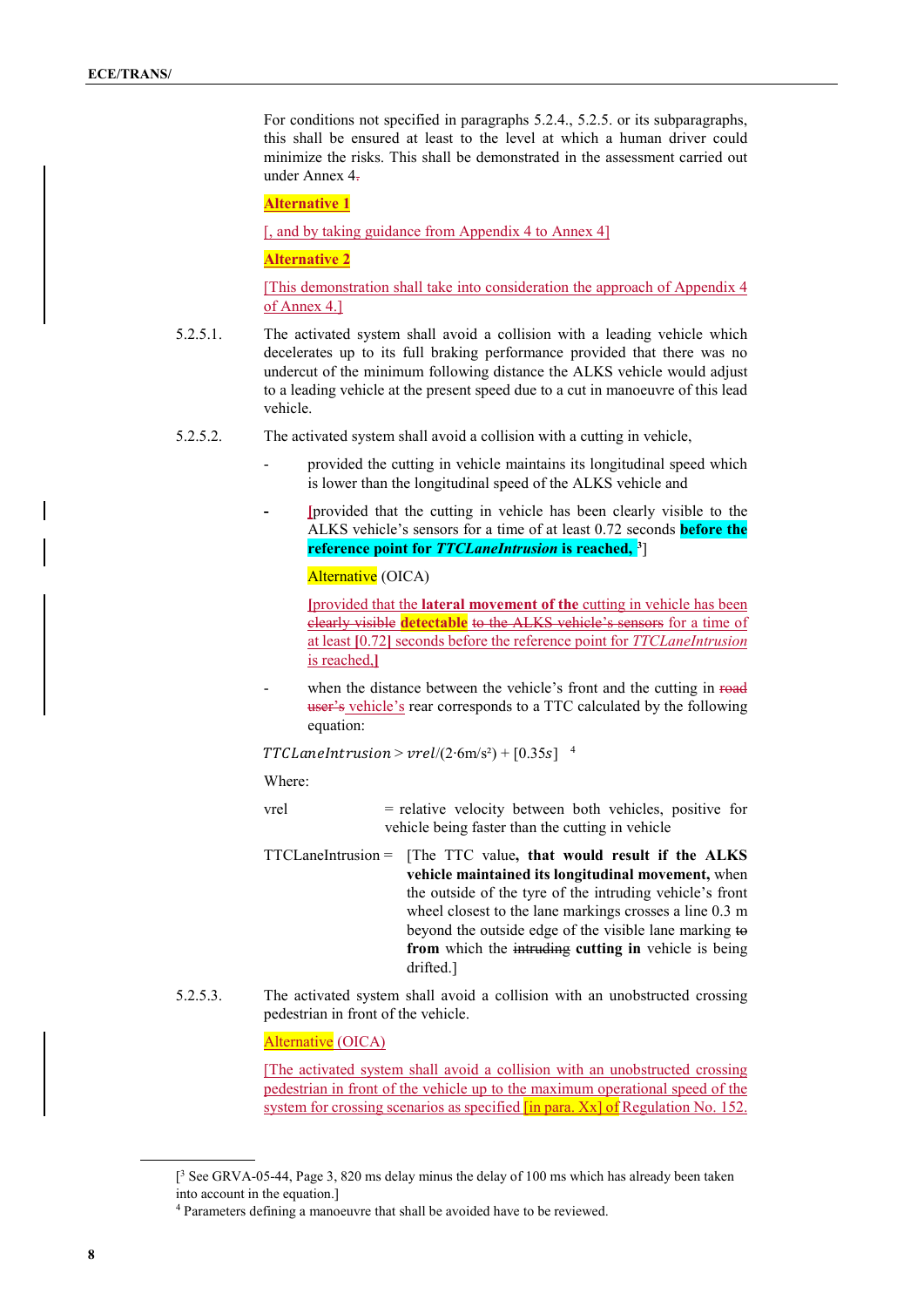For conditions not specified in paragraphs 5.2.4., 5.2.5. or its subparagraphs, this shall be ensured at least to the level at which a human driver could minimize the risks. This shall be demonstrated in the assessment carried out under Annex 4.

**Alternative 1**

[, and by taking guidance from Appendix 4 to Annex 4]

**Alternative 2**

[This demonstration shall take into consideration the approach of Appendix 4 of Annex 4.]

5.2.5.1. The activated system shall avoid a collision with a leading vehicle which decelerates up to its full braking performance provided that there was no undercut of the minimum following distance the ALKS vehicle would adjust to a leading vehicle at the present speed due to a cut in manoeuvre of this lead vehicle.

5.2.5.2. The activated system shall avoid a collision with a cutting in vehicle,

- provided the cutting in vehicle maintains its longitudinal speed which is lower than the longitudinal speed of the ALKS vehicle and

- [provided that the cutting in vehicle has been clearly visible to the ALKS vehicle's sensors for a time of at least 0.72 seconds **before the reference point for *TTCLaneIntrusion* is reached,** [3]]

  Alternative (OICA)

  [provided that the **lateral movement of the** cutting in vehicle has been ~~clearly visible~~ **detectable** ~~to the ALKS vehicle's sensors~~ for a time of at least [0.72] seconds before the reference point for *TTCLaneIntrusion* is reached,]

- when the distance between the vehicle's front and the cutting in ~~road user's~~ vehicle's rear corresponds to a TTC calculated by the following equation:

$TTCLaneIntrusion > vrel/(2 \cdot 6 \text{m/s}^2) + [0.35s]$ [4]

Where:

vrel = relative velocity between both vehicles, positive for vehicle being faster than the cutting in vehicle

TTCLaneIntrusion = [The TTC value**, that would result if the ALKS vehicle maintained its longitudinal movement,** when the outside of the tyre of the intruding vehicle's front wheel closest to the lane markings crosses a line 0.3 m beyond the outside edge of the visible lane marking ~~to~~ **from** which the ~~intruding~~ **cutting in** vehicle is being drifted.]

5.2.5.3. The activated system shall avoid a collision with an unobstructed crossing pedestrian in front of the vehicle.

Alternative (OICA)

[The activated system shall avoid a collision with an unobstructed crossing pedestrian in front of the vehicle up to the maximum operational speed of the system for crossing scenarios as specified [in para. Xx] of Regulation No. 152.

---

[[3] See GRVA-05-44, Page 3, 820 ms delay minus the delay of 100 ms which has already been taken into account in the equation.]

[4] Parameters defining a manoeuvre that shall be avoided have to be reviewed.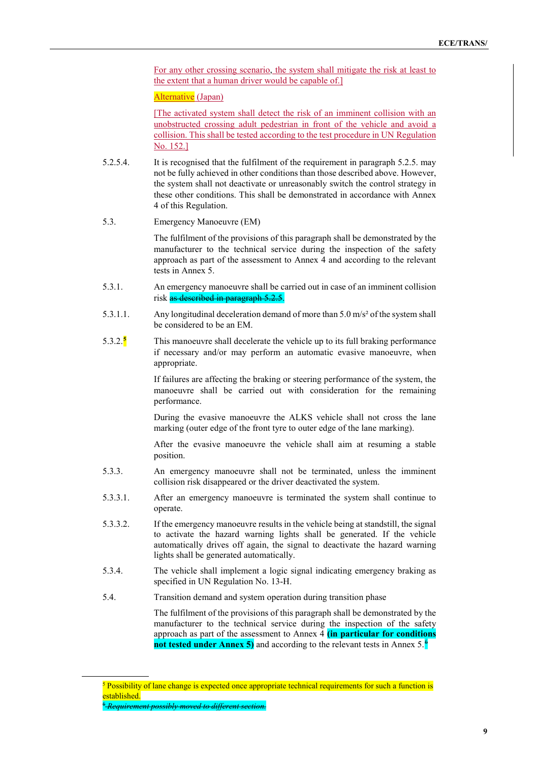For any other crossing scenario, the system shall mitigate the risk at least to the extent that a human driver would be capable of.]

Alternative (Japan)

[The activated system shall detect the risk of an imminent collision with an unobstructed crossing adult pedestrian in front of the vehicle and avoid a collision. This shall be tested according to the test procedure in UN Regulation No. 152.]

5.2.5.4. It is recognised that the fulfilment of the requirement in paragraph 5.2.5. may not be fully achieved in other conditions than those described above. However, the system shall not deactivate or unreasonably switch the control strategy in these other conditions. This shall be demonstrated in accordance with Annex 4 of this Regulation.

5.3. Emergency Manoeuvre (EM)

The fulfilment of the provisions of this paragraph shall be demonstrated by the manufacturer to the technical service during the inspection of the safety approach as part of the assessment to Annex 4 and according to the relevant tests in Annex 5.

5.3.1. An emergency manoeuvre shall be carried out in case of an imminent collision risk ~~as described in paragraph 5.2.5~~.

5.3.1.1. Any longitudinal deceleration demand of more than 5.0 m/s² of the system shall be considered to be an EM.

5.3.2.[5] This manoeuvre shall decelerate the vehicle up to its full braking performance if necessary and/or may perform an automatic evasive manoeuvre, when appropriate.

If failures are affecting the braking or steering performance of the system, the manoeuvre shall be carried out with consideration for the remaining performance.

During the evasive manoeuvre the ALKS vehicle shall not cross the lane marking (outer edge of the front tyre to outer edge of the lane marking).

After the evasive manoeuvre the vehicle shall aim at resuming a stable position.

5.3.3. An emergency manoeuvre shall not be terminated, unless the imminent collision risk disappeared or the driver deactivated the system.

5.3.3.1. After an emergency manoeuvre is terminated the system shall continue to operate.

5.3.3.2. If the emergency manoeuvre results in the vehicle being at standstill, the signal to activate the hazard warning lights shall be generated. If the vehicle automatically drives off again, the signal to deactivate the hazard warning lights shall be generated automatically.

5.3.4. The vehicle shall implement a logic signal indicating emergency braking as specified in UN Regulation No. 13-H.

5.4. Transition demand and system operation during transition phase

The fulfilment of the provisions of this paragraph shall be demonstrated by the manufacturer to the technical service during the inspection of the safety approach as part of the assessment to Annex 4 **(in particular for conditions not tested under Annex 5)** and according to the relevant tests in Annex 5.[6]

---

[5] Possibility of lane change is expected once appropriate technical requirements for such a function is established.

[6] ~~*Requirement possibly moved to different section.*~~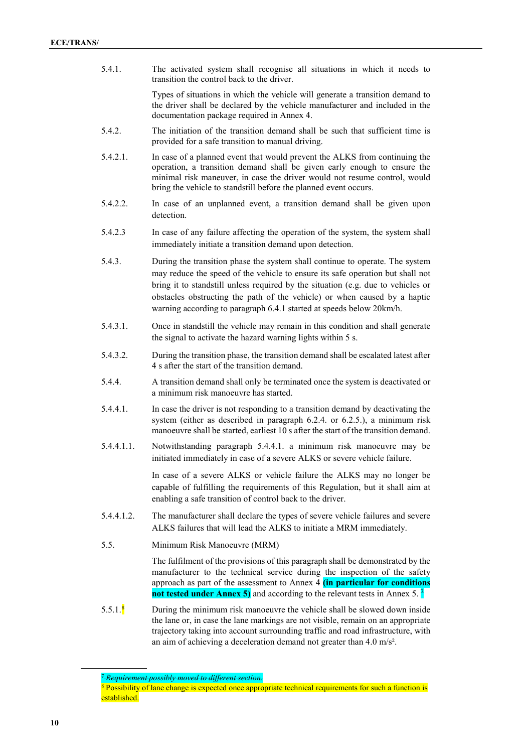5.4.1. The activated system shall recognise all situations in which it needs to transition the control back to the driver.

Types of situations in which the vehicle will generate a transition demand to the driver shall be declared by the vehicle manufacturer and included in the documentation package required in Annex 4.

5.4.2. The initiation of the transition demand shall be such that sufficient time is provided for a safe transition to manual driving.

5.4.2.1. In case of a planned event that would prevent the ALKS from continuing the operation, a transition demand shall be given early enough to ensure the minimal risk maneuver, in case the driver would not resume control, would bring the vehicle to standstill before the planned event occurs.

5.4.2.2. In case of an unplanned event, a transition demand shall be given upon detection.

5.4.2.3 In case of any failure affecting the operation of the system, the system shall immediately initiate a transition demand upon detection.

5.4.3. During the transition phase the system shall continue to operate. The system may reduce the speed of the vehicle to ensure its safe operation but shall not bring it to standstill unless required by the situation (e.g. due to vehicles or obstacles obstructing the path of the vehicle) or when caused by a haptic warning according to paragraph 6.4.1 started at speeds below 20km/h.

5.4.3.1. Once in standstill the vehicle may remain in this condition and shall generate the signal to activate the hazard warning lights within 5 s.

5.4.3.2. During the transition phase, the transition demand shall be escalated latest after 4 s after the start of the transition demand.

5.4.4. A transition demand shall only be terminated once the system is deactivated or a minimum risk manoeuvre has started.

5.4.4.1. In case the driver is not responding to a transition demand by deactivating the system (either as described in paragraph 6.2.4. or 6.2.5.), a minimum risk manoeuvre shall be started, earliest 10 s after the start of the transition demand.

5.4.4.1.1. Notwithstanding paragraph 5.4.4.1. a minimum risk manoeuvre may be initiated immediately in case of a severe ALKS or severe vehicle failure.

In case of a severe ALKS or vehicle failure the ALKS may no longer be capable of fulfilling the requirements of this Regulation, but it shall aim at enabling a safe transition of control back to the driver.

5.4.4.1.2. The manufacturer shall declare the types of severe vehicle failures and severe ALKS failures that will lead the ALKS to initiate a MRM immediately.

5.5. Minimum Risk Manoeuvre (MRM)

The fulfilment of the provisions of this paragraph shall be demonstrated by the manufacturer to the technical service during the inspection of the safety approach as part of the assessment to Annex 4 **(in particular for conditions not tested under Annex 5)** and according to the relevant tests in Annex 5. ~~[7]~~

5.5.1.[8] During the minimum risk manoeuvre the vehicle shall be slowed down inside the lane or, in case the lane markings are not visible, remain on an appropriate trajectory taking into account surrounding traffic and road infrastructure, with an aim of achieving a deceleration demand not greater than 4.0 m/s².

---

~~[7] *Requirement possibly moved to different section.*~~

[8] Possibility of lane change is expected once appropriate technical requirements for such a function is established.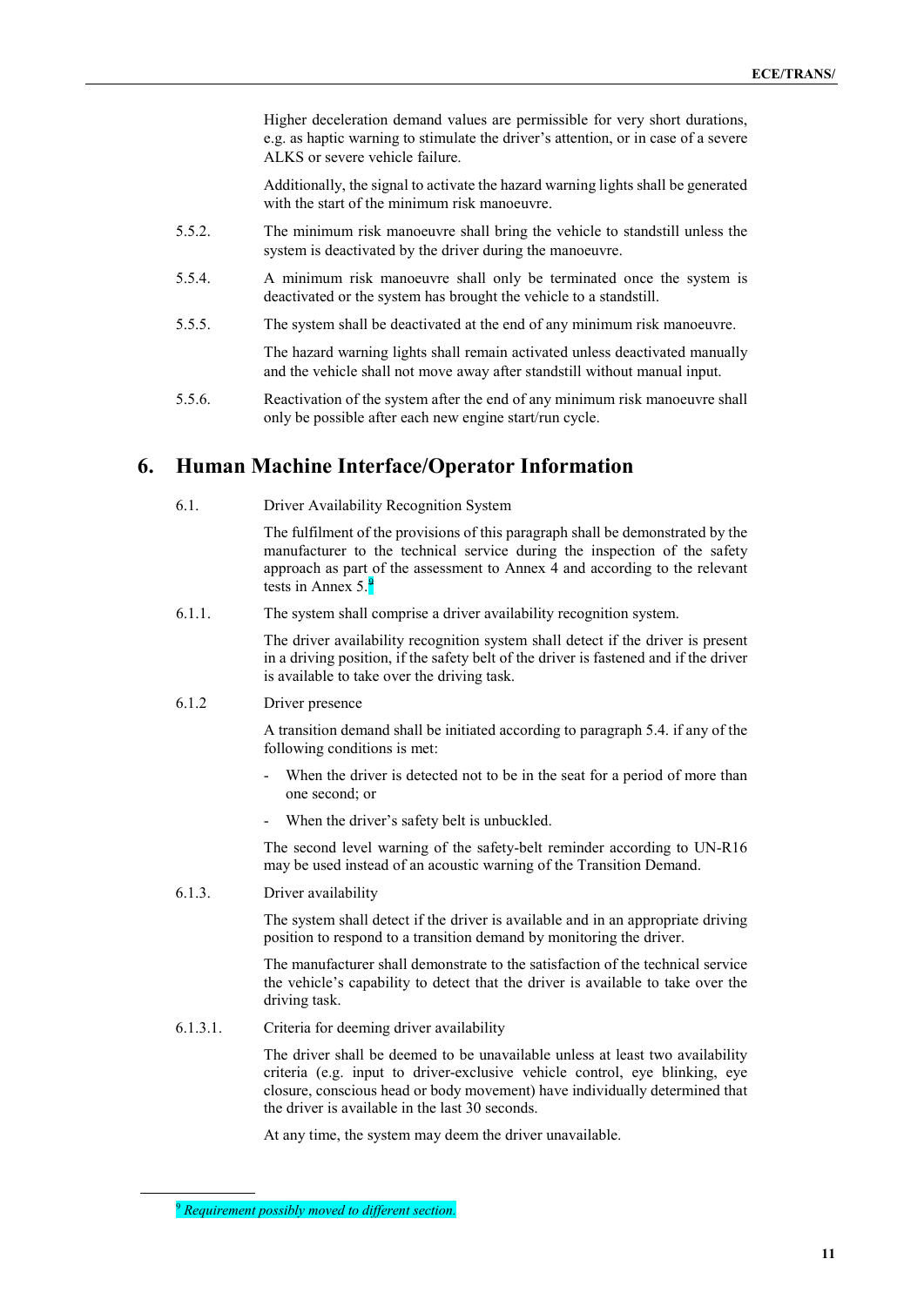Higher deceleration demand values are permissible for very short durations, e.g. as haptic warning to stimulate the driver's attention, or in case of a severe ALKS or severe vehicle failure.

Additionally, the signal to activate the hazard warning lights shall be generated with the start of the minimum risk manoeuvre.

5.5.2. The minimum risk manoeuvre shall bring the vehicle to standstill unless the system is deactivated by the driver during the manoeuvre.

5.5.4. A minimum risk manoeuvre shall only be terminated once the system is deactivated or the system has brought the vehicle to a standstill.

5.5.5. The system shall be deactivated at the end of any minimum risk manoeuvre.

The hazard warning lights shall remain activated unless deactivated manually and the vehicle shall not move away after standstill without manual input.

5.5.6. Reactivation of the system after the end of any minimum risk manoeuvre shall only be possible after each new engine start/run cycle.

## 6. Human Machine Interface/Operator Information

6.1. Driver Availability Recognition System

The fulfilment of the provisions of this paragraph shall be demonstrated by the manufacturer to the technical service during the inspection of the safety approach as part of the assessment to Annex 4 and according to the relevant tests in Annex 5.[9]

6.1.1. The system shall comprise a driver availability recognition system.

The driver availability recognition system shall detect if the driver is present in a driving position, if the safety belt of the driver is fastened and if the driver is available to take over the driving task.

6.1.2 Driver presence

A transition demand shall be initiated according to paragraph 5.4. if any of the following conditions is met:

- When the driver is detected not to be in the seat for a period of more than one second; or
- When the driver's safety belt is unbuckled.

The second level warning of the safety-belt reminder according to UN-R16 may be used instead of an acoustic warning of the Transition Demand.

6.1.3. Driver availability

The system shall detect if the driver is available and in an appropriate driving position to respond to a transition demand by monitoring the driver.

The manufacturer shall demonstrate to the satisfaction of the technical service the vehicle's capability to detect that the driver is available to take over the driving task.

6.1.3.1. Criteria for deeming driver availability

The driver shall be deemed to be unavailable unless at least two availability criteria (e.g. input to driver-exclusive vehicle control, eye blinking, eye closure, conscious head or body movement) have individually determined that the driver is available in the last 30 seconds.

At any time, the system may deem the driver unavailable.

---

[9] *Requirement possibly moved to different section.*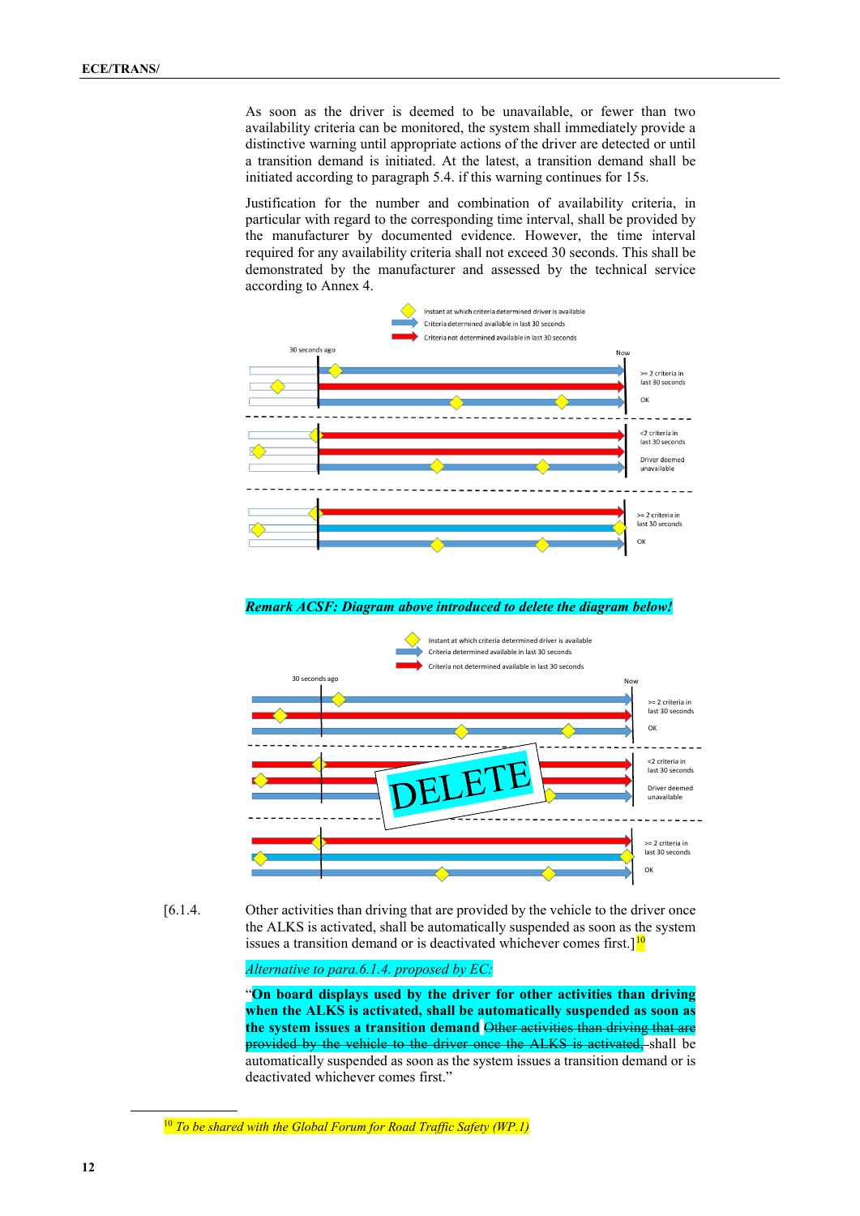As soon as the driver is deemed to be unavailable, or fewer than two availability criteria can be monitored, the system shall immediately provide a distinctive warning until appropriate actions of the driver are detected or until a transition demand is initiated. At the latest, a transition demand shall be initiated according to paragraph 5.4. if this warning continues for 15s.

Justification for the number and combination of availability criteria, in particular with regard to the corresponding time interval, shall be provided by the manufacturer by documented evidence. However, the time interval required for any availability criteria shall not exceed 30 seconds. This shall be demonstrated by the manufacturer and assessed by the technical service according to Annex 4.

Instant at which criteria determined driver is available
Criteria determined available in last 30 seconds
Criteria not determined available in last 30 seconds

30 seconds ago — Now

>= 2 criteria in last 30 seconds — OK

<2 criteria in last 30 seconds — Driver deemed unavailable

>= 2 criteria in last 30 seconds — OK

***Remark ACSF: Diagram above introduced to delete the diagram below!***

Instant at which criteria determined driver is available
Criteria determined available in last 30 seconds
Criteria not determined available in last 30 seconds

30 seconds ago — Now

>= 2 criteria in last 30 seconds — OK

<2 criteria in last 30 seconds — Driver deemed unavailable

>= 2 criteria in last 30 seconds — OK

DELETE

[6.1.4. Other activities than driving that are provided by the vehicle to the driver once the ALKS is activated, shall be automatically suspended as soon as the system issues a transition demand or is deactivated whichever comes first.][10]

*Alternative to para.6.1.4. proposed by EC:*

"**On board displays used by the driver for other activities than driving when the ALKS is activated, shall be automatically suspended as soon as the system issues a transition demand** ~~Other activities than driving that are provided by the vehicle to the driver once the ALKS is activated,~~ shall be automatically suspended as soon as the system issues a transition demand or is deactivated whichever comes first."

[10] *To be shared with the Global Forum for Road Traffic Safety (WP.1)*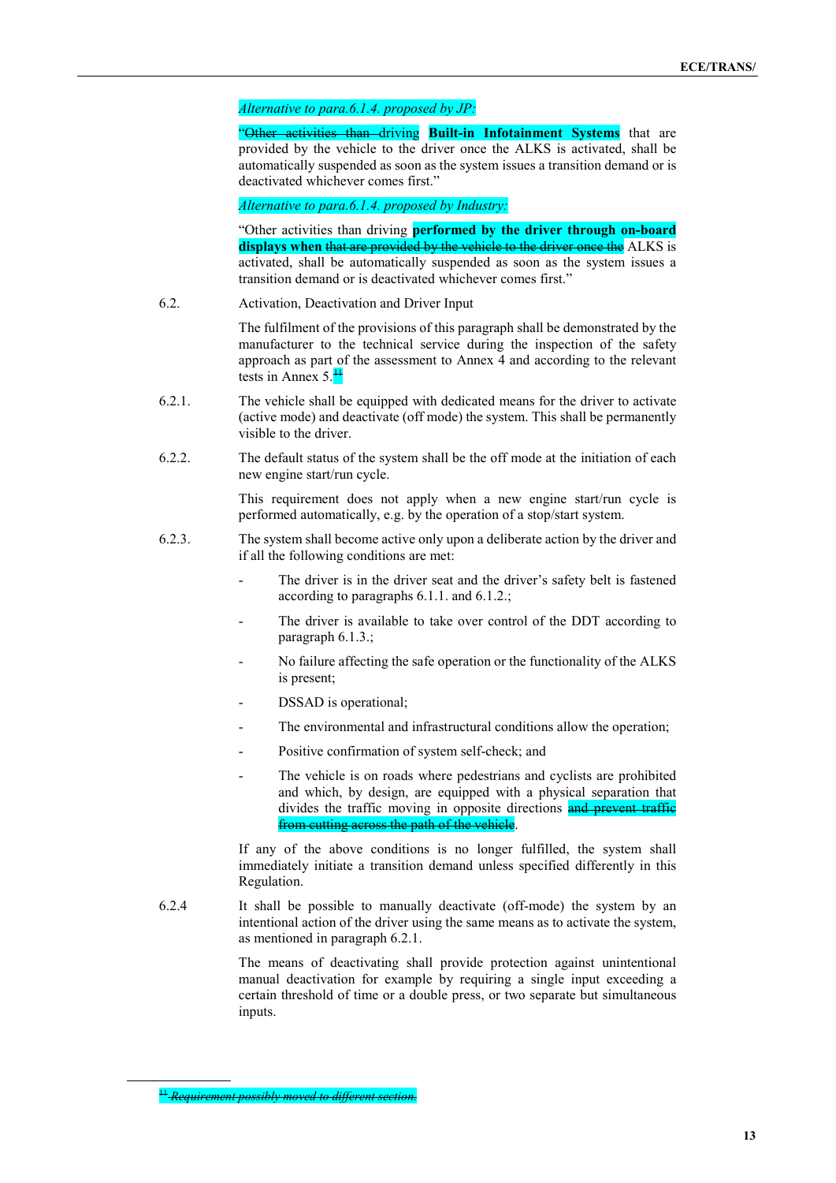*Alternative to para.6.1.4. proposed by JP:*

"~~Other activities than~~ driving **Built-in Infotainment Systems** that are provided by the vehicle to the driver once the ALKS is activated, shall be automatically suspended as soon as the system issues a transition demand or is deactivated whichever comes first."

*Alternative to para.6.1.4. proposed by Industry:*

"Other activities than driving **performed by the driver through on-board displays when** ~~that are provided by the vehicle to the driver once the~~ ALKS is activated, shall be automatically suspended as soon as the system issues a transition demand or is deactivated whichever comes first."

6.2. Activation, Deactivation and Driver Input

The fulfilment of the provisions of this paragraph shall be demonstrated by the manufacturer to the technical service during the inspection of the safety approach as part of the assessment to Annex 4 and according to the relevant tests in Annex 5.~~[11]~~

6.2.1. The vehicle shall be equipped with dedicated means for the driver to activate (active mode) and deactivate (off mode) the system. This shall be permanently visible to the driver.

6.2.2. The default status of the system shall be the off mode at the initiation of each new engine start/run cycle.

This requirement does not apply when a new engine start/run cycle is performed automatically, e.g. by the operation of a stop/start system.

6.2.3. The system shall become active only upon a deliberate action by the driver and if all the following conditions are met:

- The driver is in the driver seat and the driver's safety belt is fastened according to paragraphs 6.1.1. and 6.1.2.;
- The driver is available to take over control of the DDT according to paragraph 6.1.3.;
- No failure affecting the safe operation or the functionality of the ALKS is present;
- DSSAD is operational;
- The environmental and infrastructural conditions allow the operation;
- Positive confirmation of system self-check; and
- The vehicle is on roads where pedestrians and cyclists are prohibited and which, by design, are equipped with a physical separation that divides the traffic moving in opposite directions ~~and prevent traffic from cutting across the path of the vehicle~~.

If any of the above conditions is no longer fulfilled, the system shall immediately initiate a transition demand unless specified differently in this Regulation.

6.2.4 It shall be possible to manually deactivate (off-mode) the system by an intentional action of the driver using the same means as to activate the system, as mentioned in paragraph 6.2.1.

The means of deactivating shall provide protection against unintentional manual deactivation for example by requiring a single input exceeding a certain threshold of time or a double press, or two separate but simultaneous inputs.

---

~~[11] *Requirement possibly moved to different section.*~~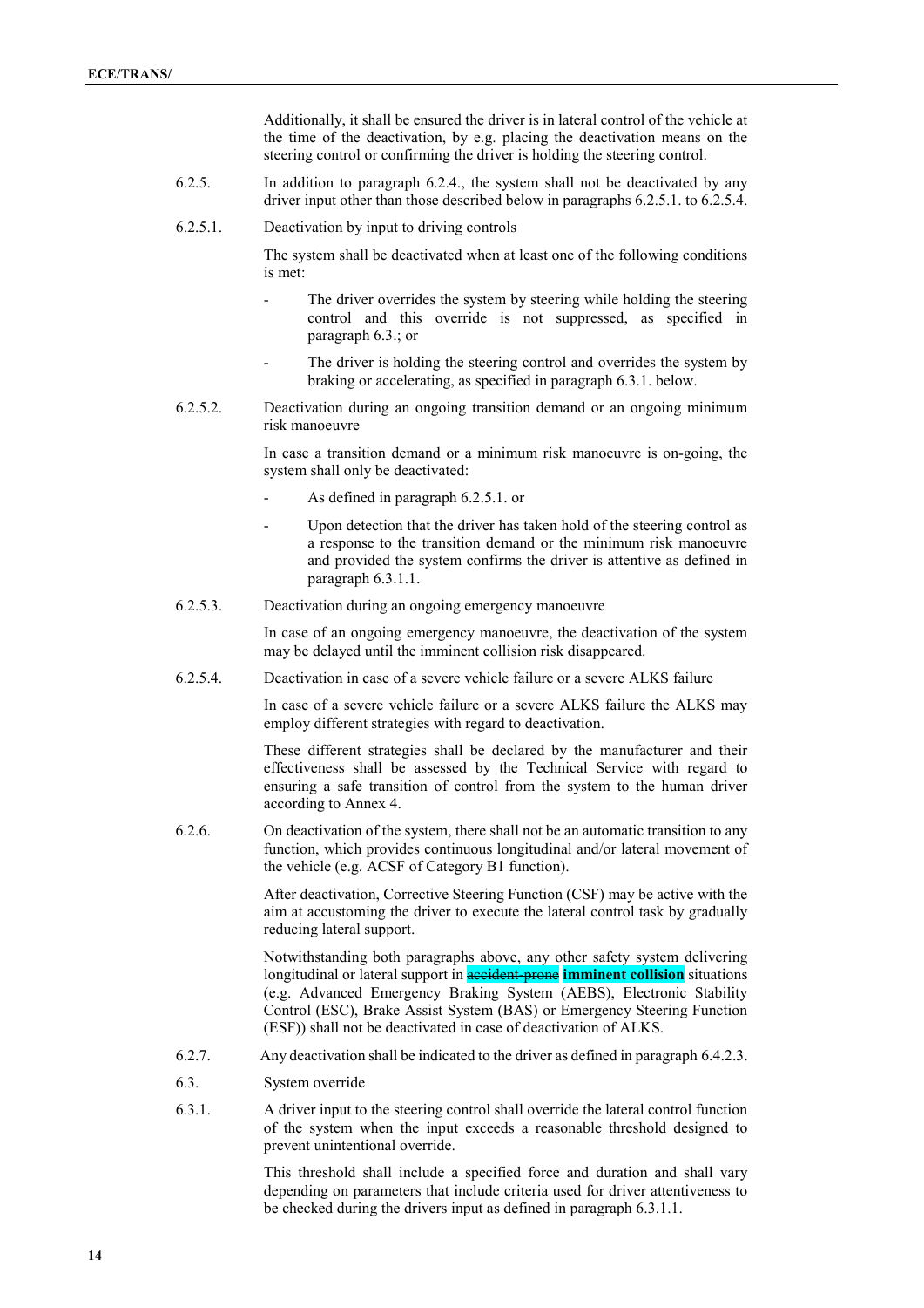Additionally, it shall be ensured the driver is in lateral control of the vehicle at the time of the deactivation, by e.g. placing the deactivation means on the steering control or confirming the driver is holding the steering control.

6.2.5. In addition to paragraph 6.2.4., the system shall not be deactivated by any driver input other than those described below in paragraphs 6.2.5.1. to 6.2.5.4.

6.2.5.1. Deactivation by input to driving controls

The system shall be deactivated when at least one of the following conditions is met:

- The driver overrides the system by steering while holding the steering control and this override is not suppressed, as specified in paragraph 6.3.; or
- The driver is holding the steering control and overrides the system by braking or accelerating, as specified in paragraph 6.3.1. below.

6.2.5.2. Deactivation during an ongoing transition demand or an ongoing minimum risk manoeuvre

In case a transition demand or a minimum risk manoeuvre is on-going, the system shall only be deactivated:

- As defined in paragraph 6.2.5.1. or
- Upon detection that the driver has taken hold of the steering control as a response to the transition demand or the minimum risk manoeuvre and provided the system confirms the driver is attentive as defined in paragraph 6.3.1.1.

6.2.5.3. Deactivation during an ongoing emergency manoeuvre

In case of an ongoing emergency manoeuvre, the deactivation of the system may be delayed until the imminent collision risk disappeared.

6.2.5.4. Deactivation in case of a severe vehicle failure or a severe ALKS failure

In case of a severe vehicle failure or a severe ALKS failure the ALKS may employ different strategies with regard to deactivation.

These different strategies shall be declared by the manufacturer and their effectiveness shall be assessed by the Technical Service with regard to ensuring a safe transition of control from the system to the human driver according to Annex 4.

6.2.6. On deactivation of the system, there shall not be an automatic transition to any function, which provides continuous longitudinal and/or lateral movement of the vehicle (e.g. ACSF of Category B1 function).

After deactivation, Corrective Steering Function (CSF) may be active with the aim at accustoming the driver to execute the lateral control task by gradually reducing lateral support.

Notwithstanding both paragraphs above, any other safety system delivering longitudinal or lateral support in ~~accident-prone~~ **imminent collision** situations (e.g. Advanced Emergency Braking System (AEBS), Electronic Stability Control (ESC), Brake Assist System (BAS) or Emergency Steering Function (ESF)) shall not be deactivated in case of deactivation of ALKS.

6.2.7. Any deactivation shall be indicated to the driver as defined in paragraph 6.4.2.3.

6.3. System override

6.3.1. A driver input to the steering control shall override the lateral control function of the system when the input exceeds a reasonable threshold designed to prevent unintentional override.

This threshold shall include a specified force and duration and shall vary depending on parameters that include criteria used for driver attentiveness to be checked during the drivers input as defined in paragraph 6.3.1.1.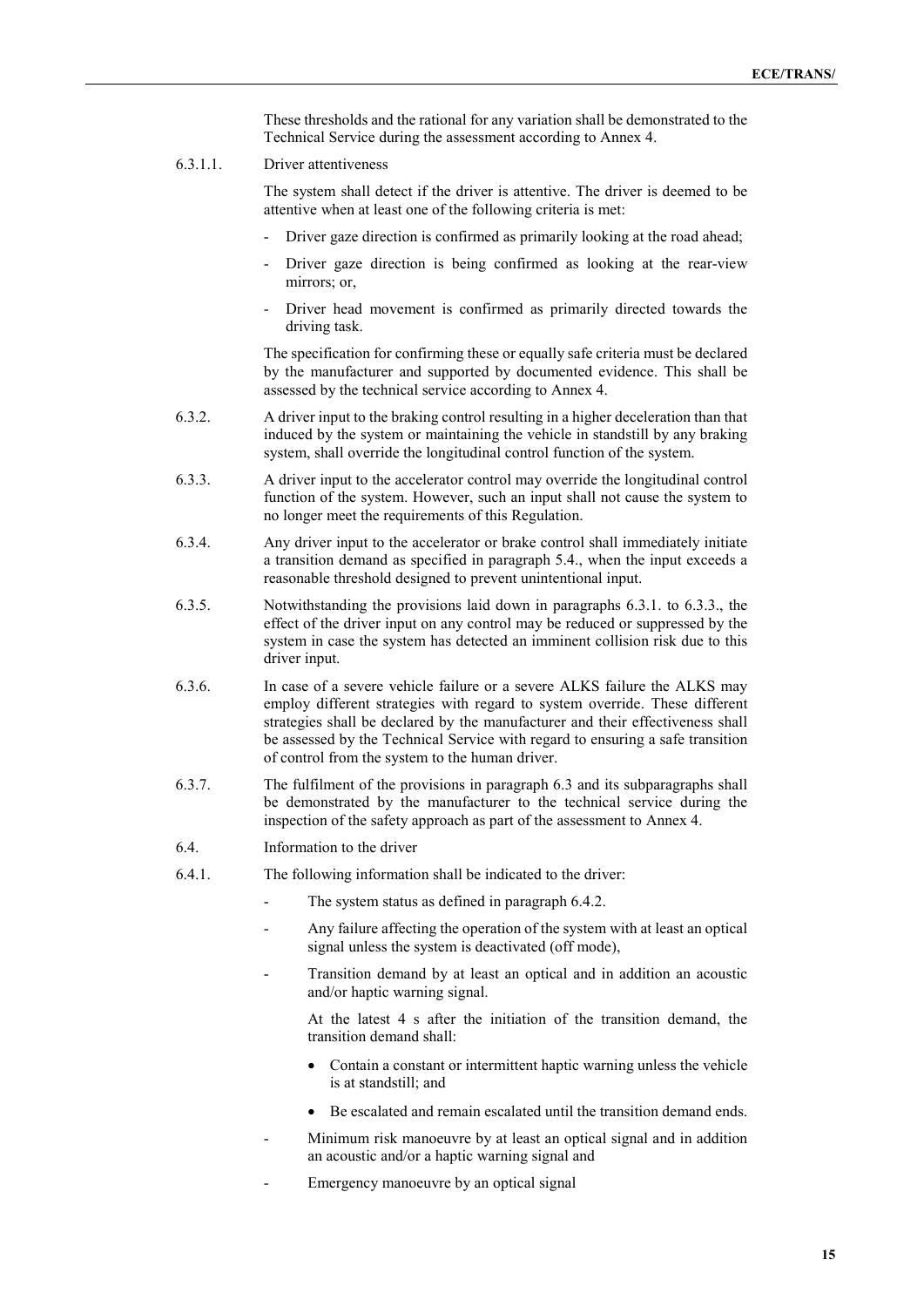These thresholds and the rational for any variation shall be demonstrated to the Technical Service during the assessment according to Annex 4.

6.3.1.1. Driver attentiveness

The system shall detect if the driver is attentive. The driver is deemed to be attentive when at least one of the following criteria is met:

- Driver gaze direction is confirmed as primarily looking at the road ahead;
- Driver gaze direction is being confirmed as looking at the rear-view mirrors; or,
- Driver head movement is confirmed as primarily directed towards the driving task.

The specification for confirming these or equally safe criteria must be declared by the manufacturer and supported by documented evidence. This shall be assessed by the technical service according to Annex 4.

6.3.2. A driver input to the braking control resulting in a higher deceleration than that induced by the system or maintaining the vehicle in standstill by any braking system, shall override the longitudinal control function of the system.

6.3.3. A driver input to the accelerator control may override the longitudinal control function of the system. However, such an input shall not cause the system to no longer meet the requirements of this Regulation.

6.3.4. Any driver input to the accelerator or brake control shall immediately initiate a transition demand as specified in paragraph 5.4., when the input exceeds a reasonable threshold designed to prevent unintentional input.

6.3.5. Notwithstanding the provisions laid down in paragraphs 6.3.1. to 6.3.3., the effect of the driver input on any control may be reduced or suppressed by the system in case the system has detected an imminent collision risk due to this driver input.

6.3.6. In case of a severe vehicle failure or a severe ALKS failure the ALKS may employ different strategies with regard to system override. These different strategies shall be declared by the manufacturer and their effectiveness shall be assessed by the Technical Service with regard to ensuring a safe transition of control from the system to the human driver.

6.3.7. The fulfilment of the provisions in paragraph 6.3 and its subparagraphs shall be demonstrated by the manufacturer to the technical service during the inspection of the safety approach as part of the assessment to Annex 4.

6.4. Information to the driver

6.4.1. The following information shall be indicated to the driver:

- The system status as defined in paragraph 6.4.2.
- Any failure affecting the operation of the system with at least an optical signal unless the system is deactivated (off mode),
- Transition demand by at least an optical and in addition an acoustic and/or haptic warning signal.

  At the latest 4 s after the initiation of the transition demand, the transition demand shall:

  - Contain a constant or intermittent haptic warning unless the vehicle is at standstill; and
  - Be escalated and remain escalated until the transition demand ends.
- Minimum risk manoeuvre by at least an optical signal and in addition an acoustic and/or a haptic warning signal and
- Emergency manoeuvre by an optical signal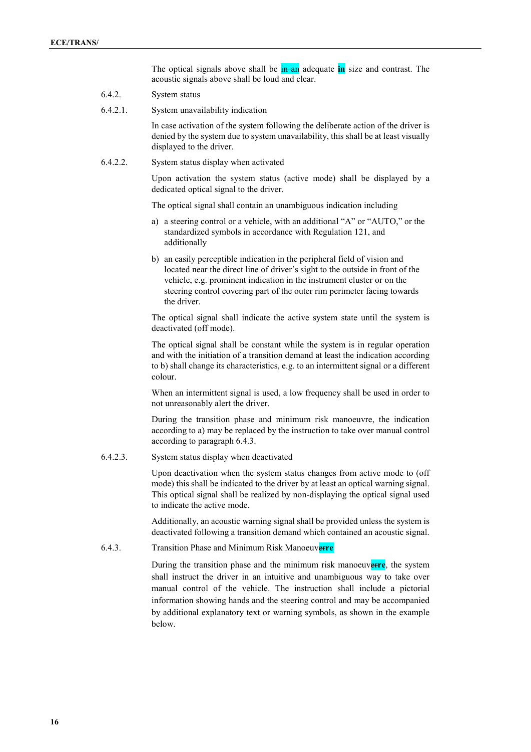The optical signals above shall be ~~in an~~ adequate **in** size and contrast. The acoustic signals above shall be loud and clear.

6.4.2. System status

6.4.2.1. System unavailability indication

In case activation of the system following the deliberate action of the driver is denied by the system due to system unavailability, this shall be at least visually displayed to the driver.

6.4.2.2. System status display when activated

Upon activation the system status (active mode) shall be displayed by a dedicated optical signal to the driver.

The optical signal shall contain an unambiguous indication including

a) a steering control or a vehicle, with an additional "A" or "AUTO," or the standardized symbols in accordance with Regulation 121, and additionally

b) an easily perceptible indication in the peripheral field of vision and located near the direct line of driver's sight to the outside in front of the vehicle, e.g. prominent indication in the instrument cluster or on the steering control covering part of the outer rim perimeter facing towards the driver.

The optical signal shall indicate the active system state until the system is deactivated (off mode).

The optical signal shall be constant while the system is in regular operation and with the initiation of a transition demand at least the indication according to b) shall change its characteristics, e.g. to an intermittent signal or a different colour.

When an intermittent signal is used, a low frequency shall be used in order to not unreasonably alert the driver.

During the transition phase and minimum risk manoeuvre, the indication according to a) may be replaced by the instruction to take over manual control according to paragraph 6.4.3.

6.4.2.3. System status display when deactivated

Upon deactivation when the system status changes from active mode to (off mode) this shall be indicated to the driver by at least an optical warning signal. This optical signal shall be realized by non-displaying the optical signal used to indicate the active mode.

Additionally, an acoustic warning signal shall be provided unless the system is deactivated following a transition demand which contained an acoustic signal.

6.4.3. Transition Phase and Minimum Risk Manoeuv~~er~~**re**

During the transition phase and the minimum risk manoeuv~~er~~**re**, the system shall instruct the driver in an intuitive and unambiguous way to take over manual control of the vehicle. The instruction shall include a pictorial information showing hands and the steering control and may be accompanied by additional explanatory text or warning symbols, as shown in the example below.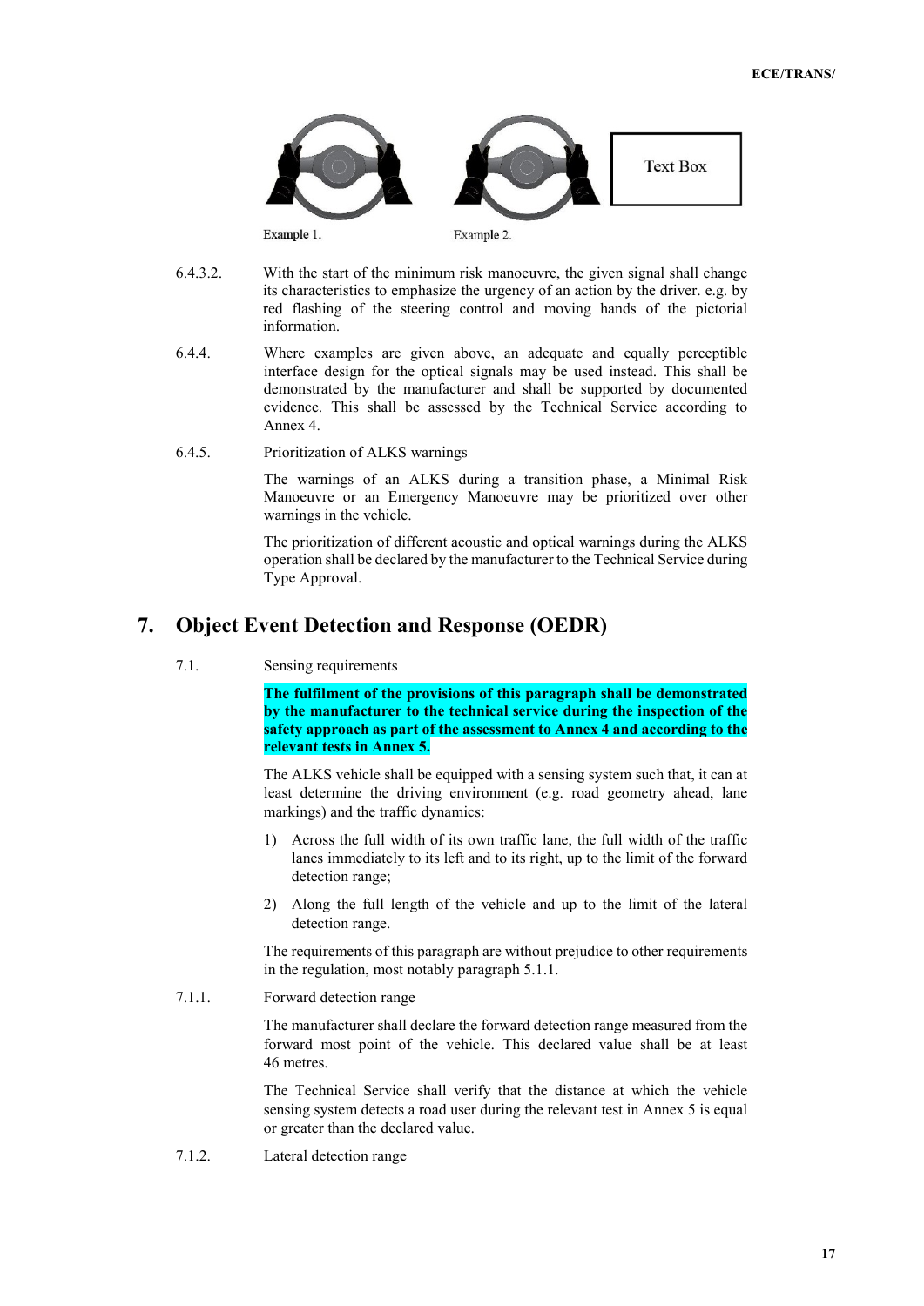Example 1. Example 2.

Text Box

6.4.3.2. With the start of the minimum risk manoeuvre, the given signal shall change its characteristics to emphasize the urgency of an action by the driver. e.g. by red flashing of the steering control and moving hands of the pictorial information.

6.4.4. Where examples are given above, an adequate and equally perceptible interface design for the optical signals may be used instead. This shall be demonstrated by the manufacturer and shall be supported by documented evidence. This shall be assessed by the Technical Service according to Annex 4.

6.4.5. Prioritization of ALKS warnings

The warnings of an ALKS during a transition phase, a Minimal Risk Manoeuvre or an Emergency Manoeuvre may be prioritized over other warnings in the vehicle.

The prioritization of different acoustic and optical warnings during the ALKS operation shall be declared by the manufacturer to the Technical Service during Type Approval.

## 7. Object Event Detection and Response (OEDR)

7.1. Sensing requirements

**The fulfilment of the provisions of this paragraph shall be demonstrated by the manufacturer to the technical service during the inspection of the safety approach as part of the assessment to Annex 4 and according to the relevant tests in Annex 5.**

The ALKS vehicle shall be equipped with a sensing system such that, it can at least determine the driving environment (e.g. road geometry ahead, lane markings) and the traffic dynamics:

1) Across the full width of its own traffic lane, the full width of the traffic lanes immediately to its left and to its right, up to the limit of the forward detection range;

2) Along the full length of the vehicle and up to the limit of the lateral detection range.

The requirements of this paragraph are without prejudice to other requirements in the regulation, most notably paragraph 5.1.1.

7.1.1. Forward detection range

The manufacturer shall declare the forward detection range measured from the forward most point of the vehicle. This declared value shall be at least 46 metres.

The Technical Service shall verify that the distance at which the vehicle sensing system detects a road user during the relevant test in Annex 5 is equal or greater than the declared value.

7.1.2. Lateral detection range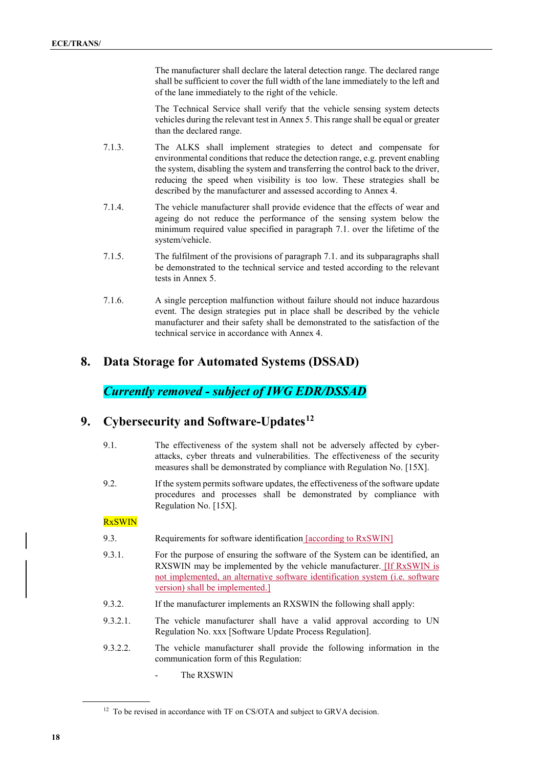The manufacturer shall declare the lateral detection range. The declared range shall be sufficient to cover the full width of the lane immediately to the left and of the lane immediately to the right of the vehicle.

The Technical Service shall verify that the vehicle sensing system detects vehicles during the relevant test in Annex 5. This range shall be equal or greater than the declared range.

7.1.3. The ALKS shall implement strategies to detect and compensate for environmental conditions that reduce the detection range, e.g. prevent enabling the system, disabling the system and transferring the control back to the driver, reducing the speed when visibility is too low. These strategies shall be described by the manufacturer and assessed according to Annex 4.

7.1.4. The vehicle manufacturer shall provide evidence that the effects of wear and ageing do not reduce the performance of the sensing system below the minimum required value specified in paragraph 7.1. over the lifetime of the system/vehicle.

7.1.5. The fulfilment of the provisions of paragraph 7.1. and its subparagraphs shall be demonstrated to the technical service and tested according to the relevant tests in Annex 5.

7.1.6. A single perception malfunction without failure should not induce hazardous event. The design strategies put in place shall be described by the vehicle manufacturer and their safety shall be demonstrated to the satisfaction of the technical service in accordance with Annex 4.

## 8. Data Storage for Automated Systems (DSSAD)

***Currently removed - subject of IWG EDR/DSSAD***

## 9. Cybersecurity and Software-Updates[12]

9.1. The effectiveness of the system shall not be adversely affected by cyber-attacks, cyber threats and vulnerabilities. The effectiveness of the security measures shall be demonstrated by compliance with Regulation No. [15X].

9.2. If the system permits software updates, the effectiveness of the software update procedures and processes shall be demonstrated by compliance with Regulation No. [15X].

RxSWIN

9.3. Requirements for software identification [according to RxSWIN]

9.3.1. For the purpose of ensuring the software of the System can be identified, an RXSWIN may be implemented by the vehicle manufacturer. [If RxSWIN is not implemented, an alternative software identification system (i.e. software version) shall be implemented.]

9.3.2. If the manufacturer implements an RXSWIN the following shall apply:

9.3.2.1. The vehicle manufacturer shall have a valid approval according to UN Regulation No. xxx [Software Update Process Regulation].

9.3.2.2. The vehicle manufacturer shall provide the following information in the communication form of this Regulation:

- The RXSWIN

[12] To be revised in accordance with TF on CS/OTA and subject to GRVA decision.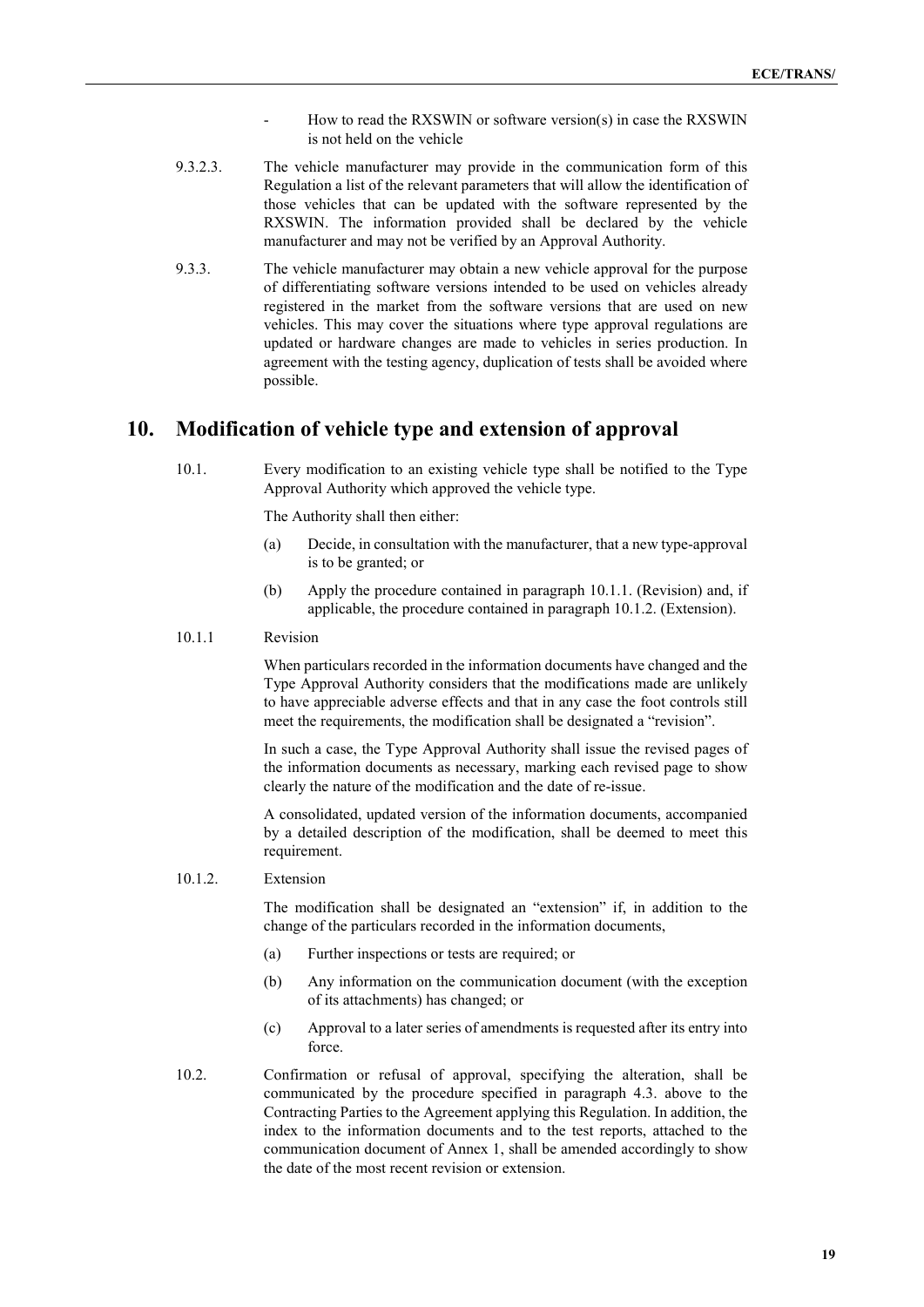- How to read the RXSWIN or software version(s) in case the RXSWIN is not held on the vehicle

9.3.2.3. The vehicle manufacturer may provide in the communication form of this Regulation a list of the relevant parameters that will allow the identification of those vehicles that can be updated with the software represented by the RXSWIN. The information provided shall be declared by the vehicle manufacturer and may not be verified by an Approval Authority.

9.3.3. The vehicle manufacturer may obtain a new vehicle approval for the purpose of differentiating software versions intended to be used on vehicles already registered in the market from the software versions that are used on new vehicles. This may cover the situations where type approval regulations are updated or hardware changes are made to vehicles in series production. In agreement with the testing agency, duplication of tests shall be avoided where possible.

# 10. Modification of vehicle type and extension of approval

10.1. Every modification to an existing vehicle type shall be notified to the Type Approval Authority which approved the vehicle type.

The Authority shall then either:

(a) Decide, in consultation with the manufacturer, that a new type-approval is to be granted; or

(b) Apply the procedure contained in paragraph 10.1.1. (Revision) and, if applicable, the procedure contained in paragraph 10.1.2. (Extension).

10.1.1 Revision

When particulars recorded in the information documents have changed and the Type Approval Authority considers that the modifications made are unlikely to have appreciable adverse effects and that in any case the foot controls still meet the requirements, the modification shall be designated a "revision".

In such a case, the Type Approval Authority shall issue the revised pages of the information documents as necessary, marking each revised page to show clearly the nature of the modification and the date of re-issue.

A consolidated, updated version of the information documents, accompanied by a detailed description of the modification, shall be deemed to meet this requirement.

10.1.2. Extension

The modification shall be designated an "extension" if, in addition to the change of the particulars recorded in the information documents,

(a) Further inspections or tests are required; or

(b) Any information on the communication document (with the exception of its attachments) has changed; or

(c) Approval to a later series of amendments is requested after its entry into force.

10.2. Confirmation or refusal of approval, specifying the alteration, shall be communicated by the procedure specified in paragraph 4.3. above to the Contracting Parties to the Agreement applying this Regulation. In addition, the index to the information documents and to the test reports, attached to the communication document of Annex 1, shall be amended accordingly to show the date of the most recent revision or extension.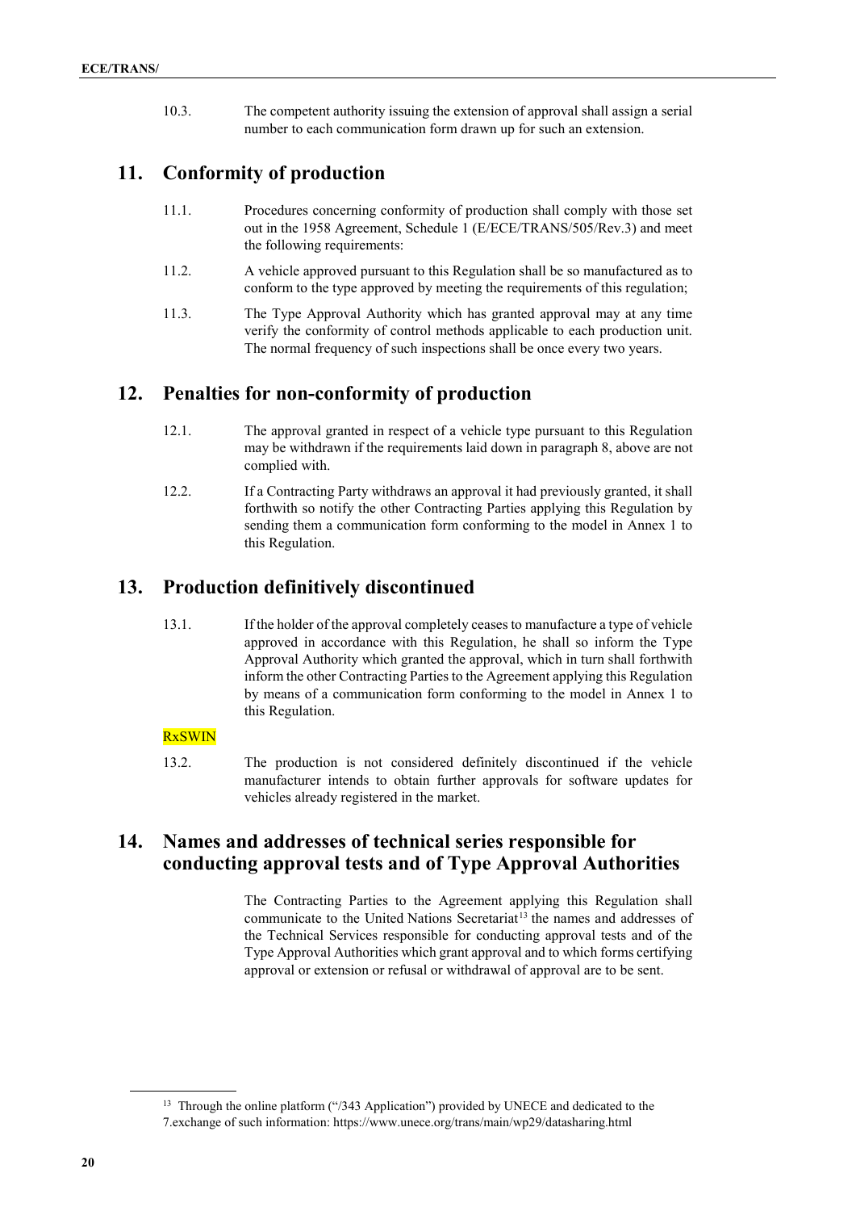10.3. The competent authority issuing the extension of approval shall assign a serial number to each communication form drawn up for such an extension.

## 11. Conformity of production

11.1. Procedures concerning conformity of production shall comply with those set out in the 1958 Agreement, Schedule 1 (E/ECE/TRANS/505/Rev.3) and meet the following requirements:

11.2. A vehicle approved pursuant to this Regulation shall be so manufactured as to conform to the type approved by meeting the requirements of this regulation;

11.3. The Type Approval Authority which has granted approval may at any time verify the conformity of control methods applicable to each production unit. The normal frequency of such inspections shall be once every two years.

## 12. Penalties for non-conformity of production

12.1. The approval granted in respect of a vehicle type pursuant to this Regulation may be withdrawn if the requirements laid down in paragraph 8, above are not complied with.

12.2. If a Contracting Party withdraws an approval it had previously granted, it shall forthwith so notify the other Contracting Parties applying this Regulation by sending them a communication form conforming to the model in Annex 1 to this Regulation.

## 13. Production definitively discontinued

13.1. If the holder of the approval completely ceases to manufacture a type of vehicle approved in accordance with this Regulation, he shall so inform the Type Approval Authority which granted the approval, which in turn shall forthwith inform the other Contracting Parties to the Agreement applying this Regulation by means of a communication form conforming to the model in Annex 1 to this Regulation.

RxSWIN

13.2. The production is not considered definitely discontinued if the vehicle manufacturer intends to obtain further approvals for software updates for vehicles already registered in the market.

## 14. Names and addresses of technical series responsible for conducting approval tests and of Type Approval Authorities

The Contracting Parties to the Agreement applying this Regulation shall communicate to the United Nations Secretariat[13] the names and addresses of the Technical Services responsible for conducting approval tests and of the Type Approval Authorities which grant approval and to which forms certifying approval or extension or refusal or withdrawal of approval are to be sent.

[13] Through the online platform ("/343 Application") provided by UNECE and dedicated to the 7.exchange of such information: https://www.unece.org/trans/main/wp29/datasharing.html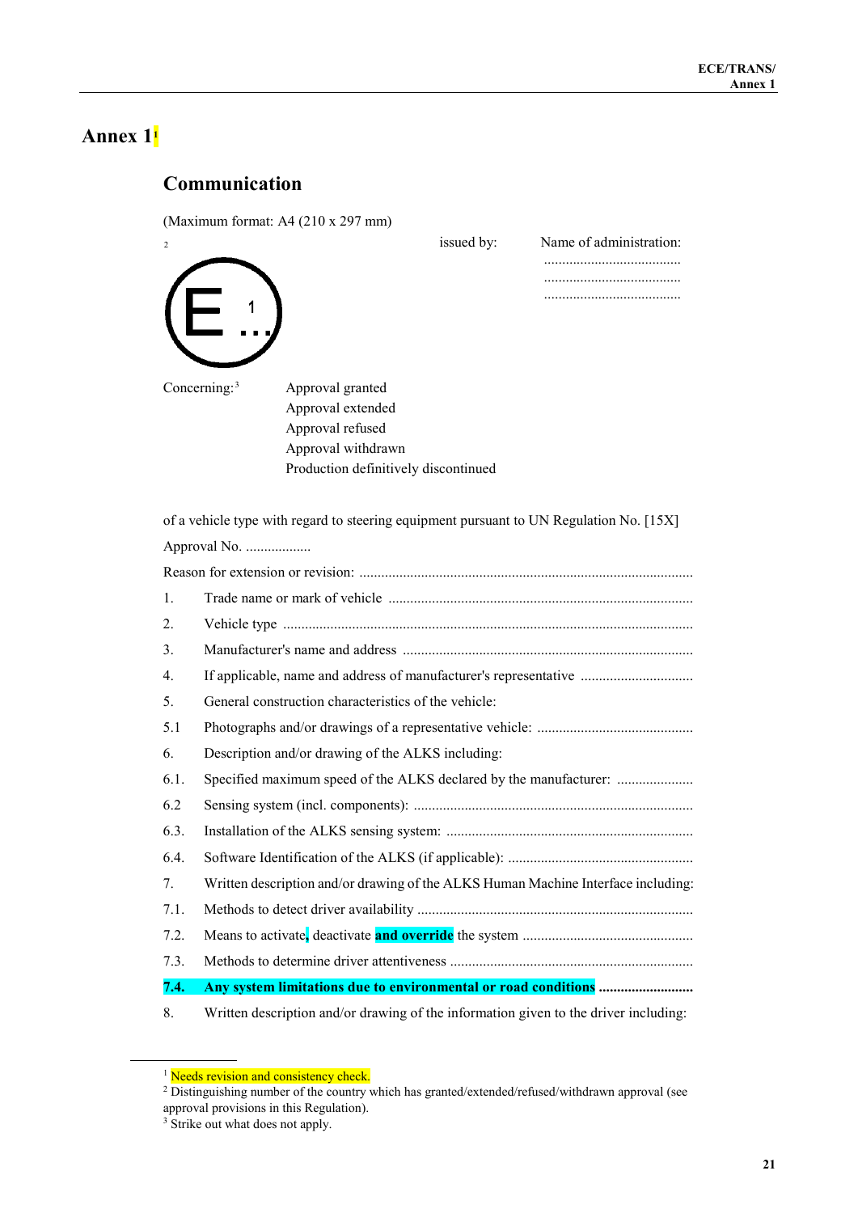# Annex 1[1]

## Communication

(Maximum format: A4 (210 x 297 mm)

[2] issued by: Name of administration:
......................................
......................................
......................................

E 1 ...

Concerning:[3] Approval granted
Approval extended
Approval refused
Approval withdrawn
Production definitively discontinued

of a vehicle type with regard to steering equipment pursuant to UN Regulation No. [15X]

Approval No. ..................

Reason for extension or revision: ...........................................................................................

1. Trade name or mark of vehicle ...................................................................................

2. Vehicle type ...............................................................................................................

3. Manufacturer's name and address ...............................................................................

4. If applicable, name and address of manufacturer's representative ...............................

5. General construction characteristics of the vehicle:

5.1 Photographs and/or drawings of a representative vehicle: ...........................................

6. Description and/or drawing of the ALKS including:

6.1. Specified maximum speed of the ALKS declared by the manufacturer: .....................

6.2 Sensing system (incl. components): ............................................................................

6.3. Installation of the ALKS sensing system: ...................................................................

6.4. Software Identification of the ALKS (if applicable): ..................................................

7. Written description and/or drawing of the ALKS Human Machine Interface including:

7.1. Methods to detect driver availability ...........................................................................

7.2. Means to activate, deactivate **and override** the system ...............................................

7.3. Methods to determine driver attentiveness ..................................................................

**7.4. Any system limitations due to environmental or road conditions ..........................**

8. Written description and/or drawing of the information given to the driver including:

---

[1] Needs revision and consistency check.

[2] Distinguishing number of the country which has granted/extended/refused/withdrawn approval (see approval provisions in this Regulation).

[3] Strike out what does not apply.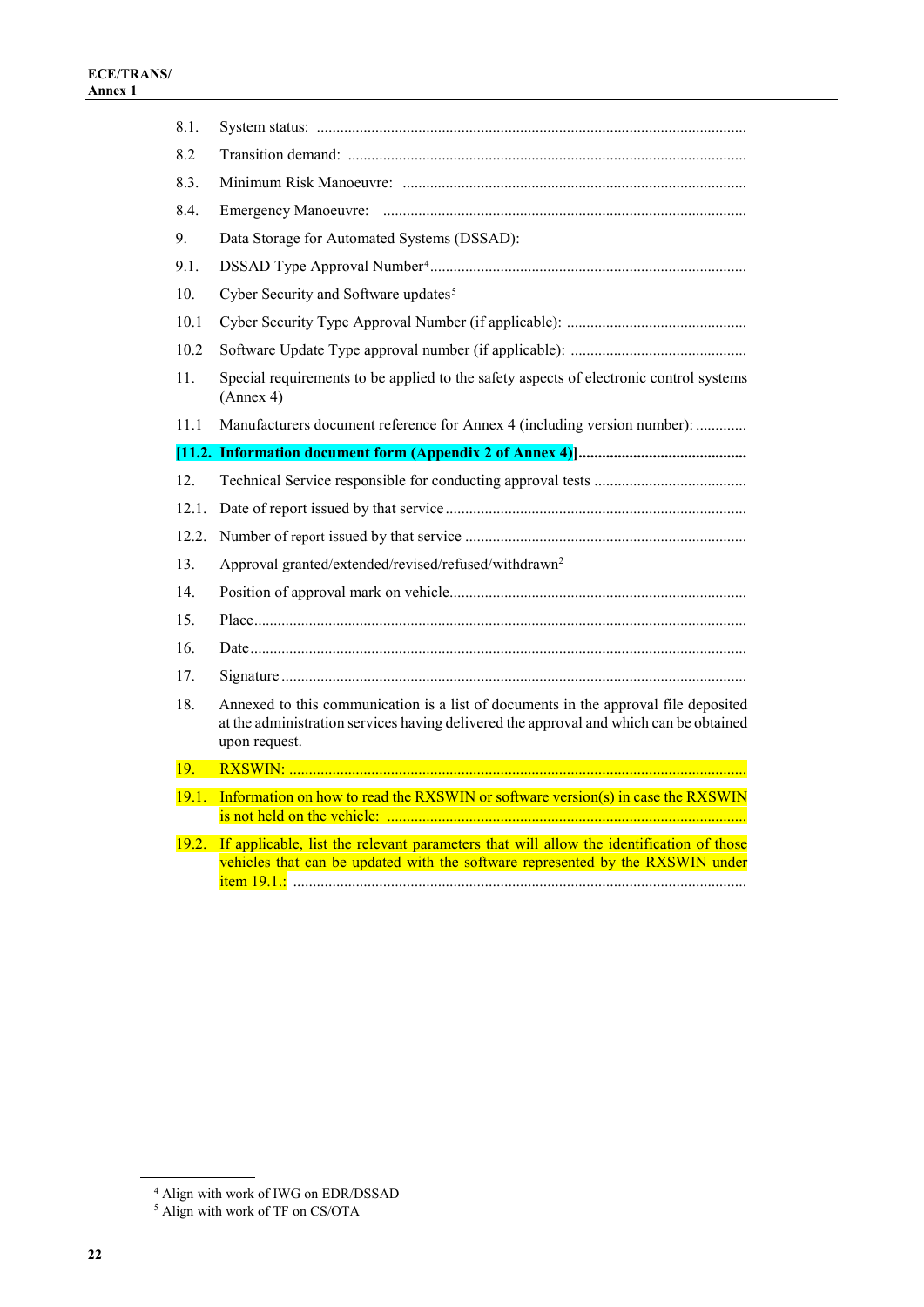8.1. System status: .............................................................................................................

8.2 Transition demand: .....................................................................................................

8.3. Minimum Risk Manoeuvre: .......................................................................................

8.4. Emergency Manoeuvre: ............................................................................................

9. Data Storage for Automated Systems (DSSAD):

9.1. DSSAD Type Approval Number[4] ................................................................................

10. Cyber Security and Software updates[5]

10.1 Cyber Security Type Approval Number (if applicable): ..............................................

10.2 Software Update Type approval number (if applicable): .............................................

11. Special requirements to be applied to the safety aspects of electronic control systems (Annex 4)

11.1 Manufacturers document reference for Annex 4 (including version number): .............

**[11.2. Information document form (Appendix 2 of Annex 4)]...........................................**

12. Technical Service responsible for conducting approval tests .......................................

12.1. Date of report issued by that service ............................................................................

12.2. Number of report issued by that service .......................................................................

13. Approval granted/extended/revised/refused/withdrawn[2]

14. Position of approval mark on vehicle...........................................................................

15. Place .............................................................................................................................

16. Date .............................................................................................................................

17. Signature ......................................................................................................................

18. Annexed to this communication is a list of documents in the approval file deposited at the administration services having delivered the approval and which can be obtained upon request.

19. RXSWIN: ....................................................................................................................

19.1. Information on how to read the RXSWIN or software version(s) in case the RXSWIN is not held on the vehicle: ..........................................................................................

19.2. If applicable, list the relevant parameters that will allow the identification of those vehicles that can be updated with the software represented by the RXSWIN under item 19.1.: ...................................................................................................................

---

[4] Align with work of IWG on EDR/DSSAD

[5] Align with work of TF on CS/OTA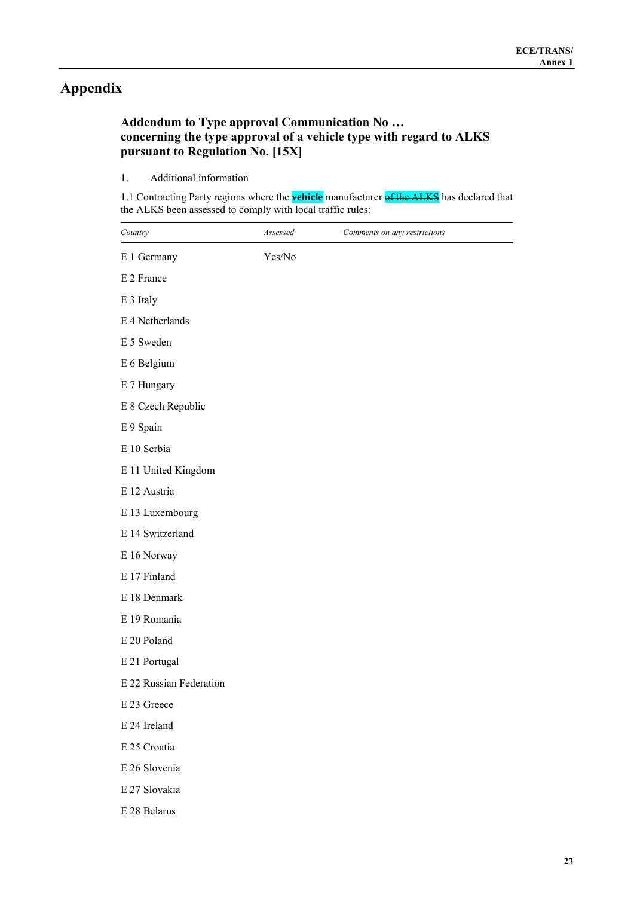# Appendix

### Addendum to Type approval Communication No …
### concerning the type approval of a vehicle type with regard to ALKS pursuant to Regulation No. [15X]

1. Additional information

1.1 Contracting Party regions where the **vehicle** manufacturer ~~of the ALKS~~ has declared that the ALKS been assessed to comply with local traffic rules:

| *Country* | *Assessed* | *Comments on any restrictions* |
|---|---|---|
| E 1 Germany | Yes/No | |
| E 2 France | | |
| E 3 Italy | | |
| E 4 Netherlands | | |
| E 5 Sweden | | |
| E 6 Belgium | | |
| E 7 Hungary | | |
| E 8 Czech Republic | | |
| E 9 Spain | | |
| E 10 Serbia | | |
| E 11 United Kingdom | | |
| E 12 Austria | | |
| E 13 Luxembourg | | |
| E 14 Switzerland | | |
| E 16 Norway | | |
| E 17 Finland | | |
| E 18 Denmark | | |
| E 19 Romania | | |
| E 20 Poland | | |
| E 21 Portugal | | |
| E 22 Russian Federation | | |
| E 23 Greece | | |
| E 24 Ireland | | |
| E 25 Croatia | | |
| E 26 Slovenia | | |
| E 27 Slovakia | | |
| E 28 Belarus | | |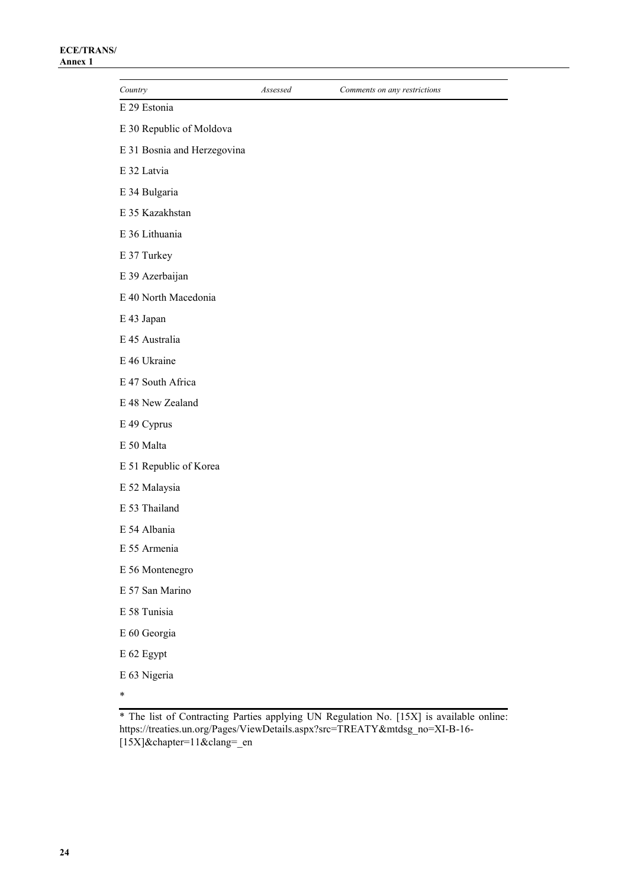| *Country* | *Assessed* | *Comments on any restrictions* |
|---|---|---|
| E 29 Estonia | | |
| E 30 Republic of Moldova | | |
| E 31 Bosnia and Herzegovina | | |
| E 32 Latvia | | |
| E 34 Bulgaria | | |
| E 35 Kazakhstan | | |
| E 36 Lithuania | | |
| E 37 Turkey | | |
| E 39 Azerbaijan | | |
| E 40 North Macedonia | | |
| E 43 Japan | | |
| E 45 Australia | | |
| E 46 Ukraine | | |
| E 47 South Africa | | |
| E 48 New Zealand | | |
| E 49 Cyprus | | |
| E 50 Malta | | |
| E 51 Republic of Korea | | |
| E 52 Malaysia | | |
| E 53 Thailand | | |
| E 54 Albania | | |
| E 55 Armenia | | |
| E 56 Montenegro | | |
| E 57 San Marino | | |
| E 58 Tunisia | | |
| E 60 Georgia | | |
| E 62 Egypt | | |
| E 63 Nigeria | | |
| * | | |

* The list of Contracting Parties applying UN Regulation No. [15X] is available online: https://treaties.un.org/Pages/ViewDetails.aspx?src=TREATY&mtdsg_no=XI-B-16-[15X]&chapter=11&clang=_en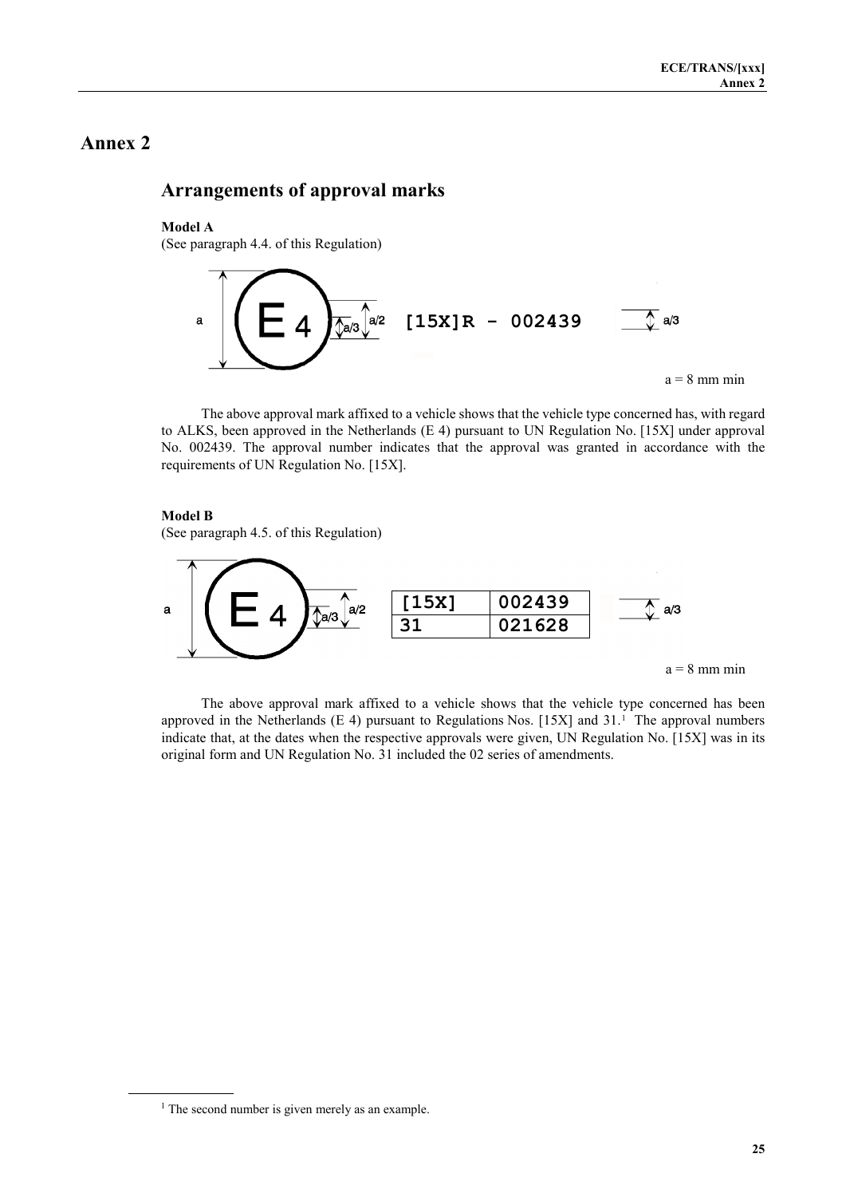# Annex 2

## Arrangements of approval marks

**Model A**

(See paragraph 4.4. of this Regulation)

a   E 4   a/3   a/2   [15X]R - 002439   a/3

a = 8 mm min

The above approval mark affixed to a vehicle shows that the vehicle type concerned has, with regard to ALKS, been approved in the Netherlands (E 4) pursuant to UN Regulation No. [15X] under approval No. 002439. The approval number indicates that the approval was granted in accordance with the requirements of UN Regulation No. [15X].

**Model B**

(See paragraph 4.5. of this Regulation)

a   E 4   a/3   a/2   a/3

| [15X] | 002439 |
|---|---|
| 31 | 021628 |

a = 8 mm min

The above approval mark affixed to a vehicle shows that the vehicle type concerned has been approved in the Netherlands (E 4) pursuant to Regulations Nos. [15X] and 31.[1] The approval numbers indicate that, at the dates when the respective approvals were given, UN Regulation No. [15X] was in its original form and UN Regulation No. 31 included the 02 series of amendments.

---

[1] The second number is given merely as an example.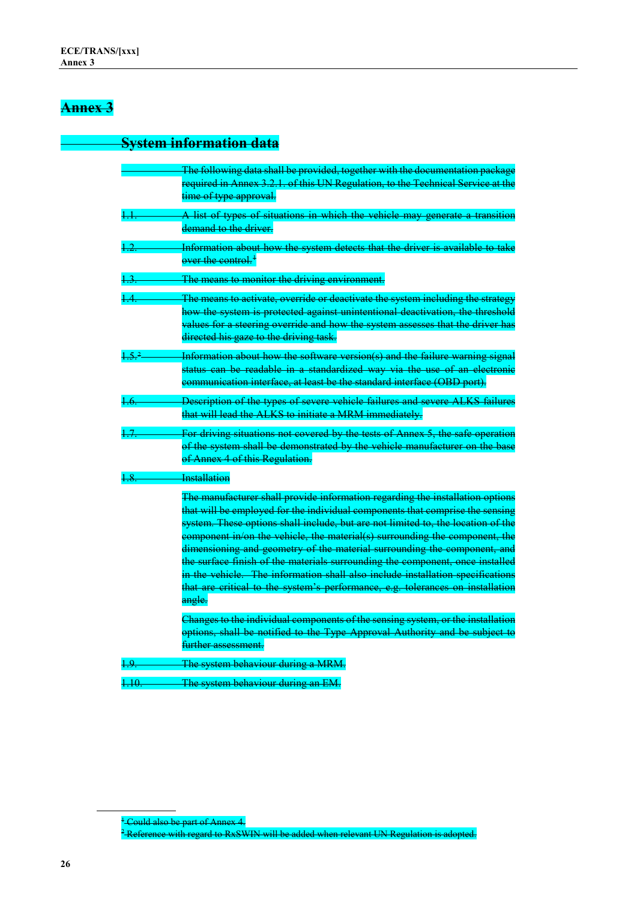# Annex 3

## System information data

The following data shall be provided, together with the documentation package required in Annex 3.2.1. of this UN Regulation, to the Technical Service at the time of type approval.

1.1. A list of types of situations in which the vehicle may generate a transition demand to the driver.

1.2. Information about how the system detects that the driver is available to take over the control.[1]

1.3. The means to monitor the driving environment.

1.4. The means to activate, override or deactivate the system including the strategy how the system is protected against unintentional deactivation, the threshold values for a steering override and how the system assesses that the driver has directed his gaze to the driving task.

1.5.[2] Information about how the software version(s) and the failure warning signal status can be readable in a standardized way via the use of an electronic communication interface, at least be the standard interface (OBD port).

1.6. Description of the types of severe vehicle failures and severe ALKS failures that will lead the ALKS to initiate a MRM immediately.

1.7. For driving situations not covered by the tests of Annex 5, the safe operation of the system shall be demonstrated by the vehicle manufacturer on the base of Annex 4 of this Regulation.

1.8. Installation

The manufacturer shall provide information regarding the installation options that will be employed for the individual components that comprise the sensing system. These options shall include, but are not limited to, the location of the component in/on the vehicle, the material(s) surrounding the component, the dimensioning and geometry of the material surrounding the component, and the surface finish of the materials surrounding the component, once installed in the vehicle. The information shall also include installation specifications that are critical to the system's performance, e.g. tolerances on installation angle.

Changes to the individual components of the sensing system, or the installation options, shall be notified to the Type Approval Authority and be subject to further assessment.

1.9. The system behaviour during a MRM.

1.10. The system behaviour during an EM.

[1] Could also be part of Annex 4.

[2] Reference with regard to RxSWIN will be added when relevant UN Regulation is adopted.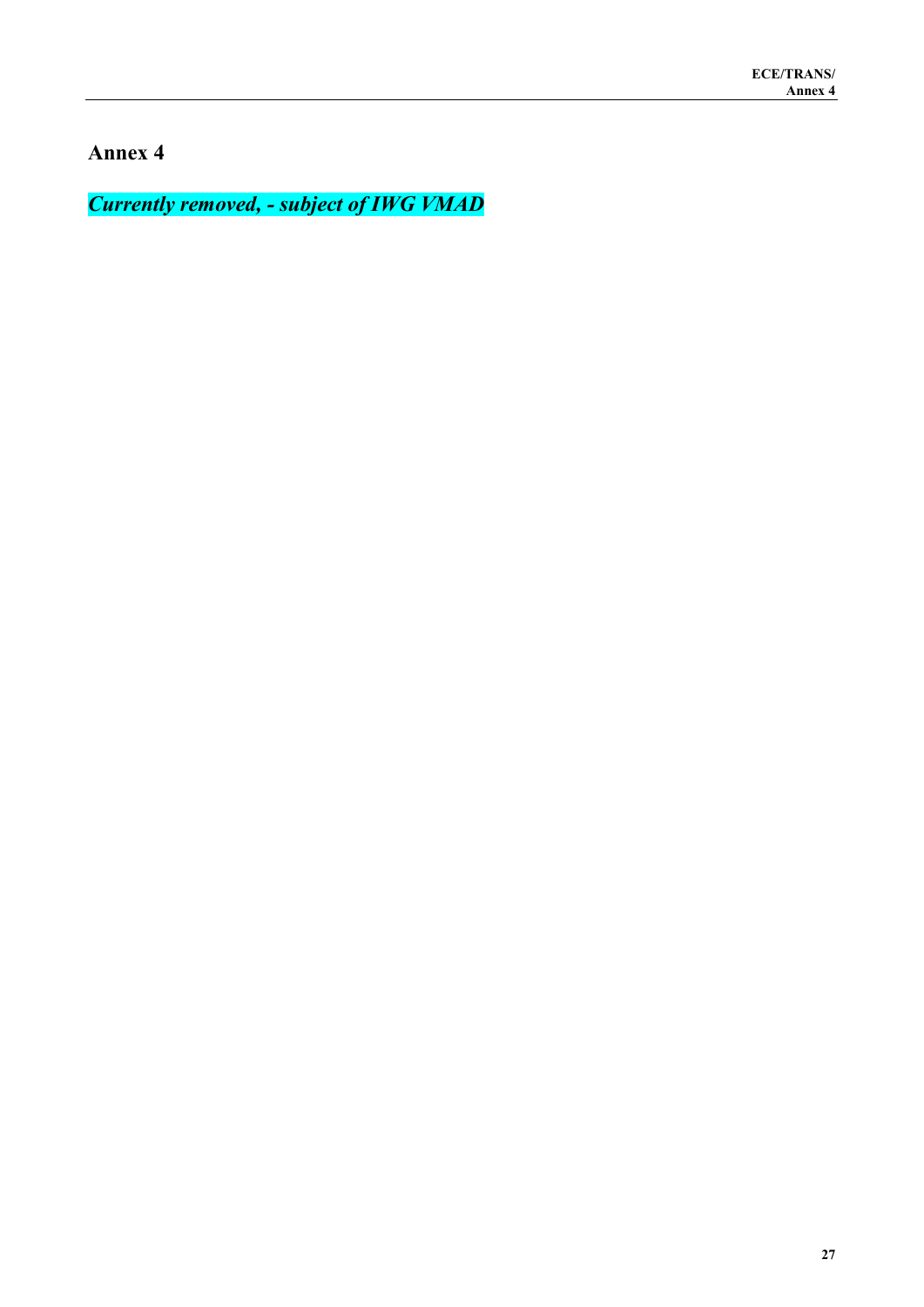# Annex 4

***Currently removed, - subject of IWG VMAD***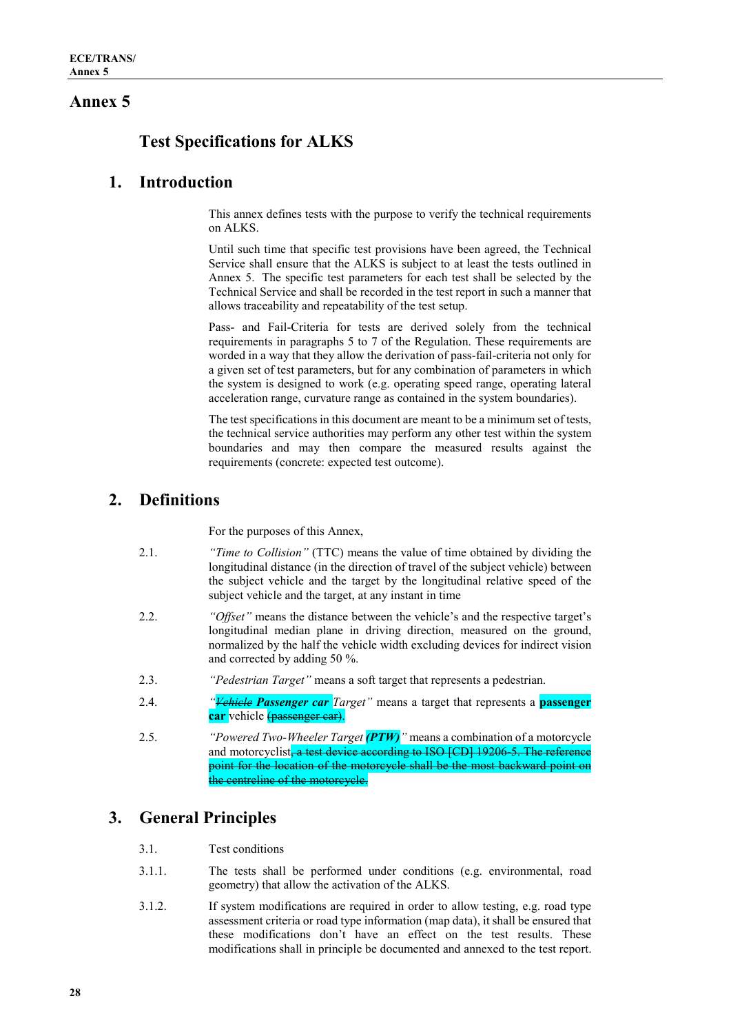# Annex 5

## Test Specifications for ALKS

## 1. Introduction

This annex defines tests with the purpose to verify the technical requirements on ALKS.

Until such time that specific test provisions have been agreed, the Technical Service shall ensure that the ALKS is subject to at least the tests outlined in Annex 5. The specific test parameters for each test shall be selected by the Technical Service and shall be recorded in the test report in such a manner that allows traceability and repeatability of the test setup.

Pass- and Fail-Criteria for tests are derived solely from the technical requirements in paragraphs 5 to 7 of the Regulation. These requirements are worded in a way that they allow the derivation of pass-fail-criteria not only for a given set of test parameters, but for any combination of parameters in which the system is designed to work (e.g. operating speed range, operating lateral acceleration range, curvature range as contained in the system boundaries).

The test specifications in this document are meant to be a minimum set of tests, the technical service authorities may perform any other test within the system boundaries and may then compare the measured results against the requirements (concrete: expected test outcome).

## 2. Definitions

For the purposes of this Annex,

2.1. *"Time to Collision"* (TTC) means the value of time obtained by dividing the longitudinal distance (in the direction of travel of the subject vehicle) between the subject vehicle and the target by the longitudinal relative speed of the subject vehicle and the target, at any instant in time

2.2. *"Offset"* means the distance between the vehicle's and the respective target's longitudinal median plane in driving direction, measured on the ground, normalized by the half the vehicle width excluding devices for indirect vision and corrected by adding 50 %.

2.3. *"Pedestrian Target"* means a soft target that represents a pedestrian.

2.4. *"~~Vehicle~~ **Passenger car** Target"* means a target that represents a **passenger car** vehicle ~~(passenger car)~~.

2.5. *"Powered Two-Wheeler Target **(PTW)**"* means a combination of a motorcycle and motorcyclist~~, a test device according to ISO [CD] 19206-5. The reference point for the location of the motorcycle shall be the most backward point on the centreline of the motorcycle.~~

## 3. General Principles

3.1. Test conditions

3.1.1. The tests shall be performed under conditions (e.g. environmental, road geometry) that allow the activation of the ALKS.

3.1.2. If system modifications are required in order to allow testing, e.g. road type assessment criteria or road type information (map data), it shall be ensured that these modifications don't have an effect on the test results. These modifications shall in principle be documented and annexed to the test report.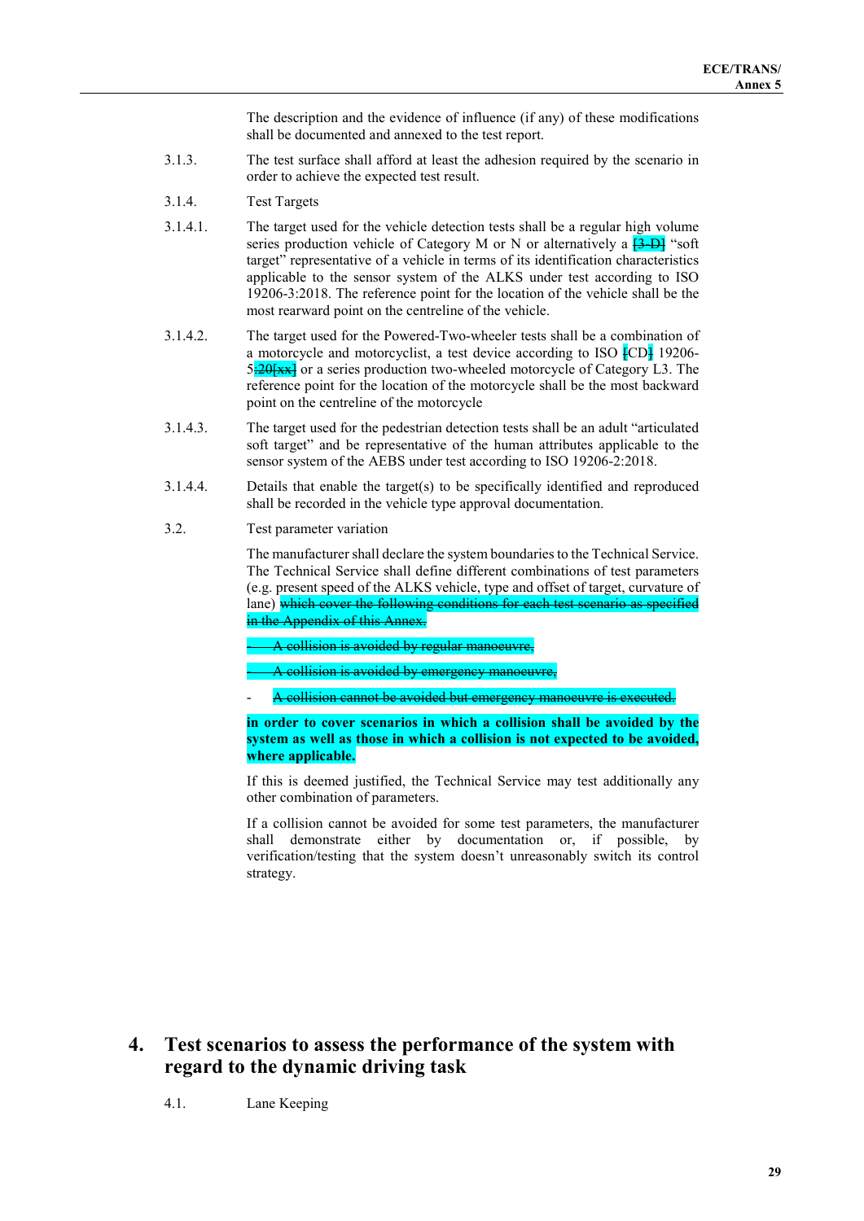The description and the evidence of influence (if any) of these modifications shall be documented and annexed to the test report.

3.1.3. The test surface shall afford at least the adhesion required by the scenario in order to achieve the expected test result.

3.1.4. Test Targets

3.1.4.1. The target used for the vehicle detection tests shall be a regular high volume series production vehicle of Category M or N or alternatively a ~~[3-D]~~ "soft target" representative of a vehicle in terms of its identification characteristics applicable to the sensor system of the ALKS under test according to ISO 19206-3:2018. The reference point for the location of the vehicle shall be the most rearward point on the centreline of the vehicle.

3.1.4.2. The target used for the Powered-Two-wheeler tests shall be a combination of a motorcycle and motorcyclist, a test device according to ISO ~~[~~CD~~]~~ 19206-5~~:20[xx]~~ or a series production two-wheeled motorcycle of Category L3. The reference point for the location of the motorcycle shall be the most backward point on the centreline of the motorcycle

3.1.4.3. The target used for the pedestrian detection tests shall be an adult "articulated soft target" and be representative of the human attributes applicable to the sensor system of the AEBS under test according to ISO 19206-2:2018.

3.1.4.4. Details that enable the target(s) to be specifically identified and reproduced shall be recorded in the vehicle type approval documentation.

3.2. Test parameter variation

The manufacturer shall declare the system boundaries to the Technical Service. The Technical Service shall define different combinations of test parameters (e.g. present speed of the ALKS vehicle, type and offset of target, curvature of lane) ~~which cover the following conditions for each test scenario as specified in the Appendix of this Annex.~~

- ~~A collision is avoided by regular manoeuvre,~~
- ~~A collision is avoided by emergency manoeuvre,~~
- ~~A collision cannot be avoided but emergency manoeuvre is executed.~~

**in order to cover scenarios in which a collision shall be avoided by the system as well as those in which a collision is not expected to be avoided, where applicable.**

If this is deemed justified, the Technical Service may test additionally any other combination of parameters.

If a collision cannot be avoided for some test parameters, the manufacturer shall demonstrate either by documentation or, if possible, by verification/testing that the system doesn't unreasonably switch its control strategy.

# 4. Test scenarios to assess the performance of the system with regard to the dynamic driving task

4.1. Lane Keeping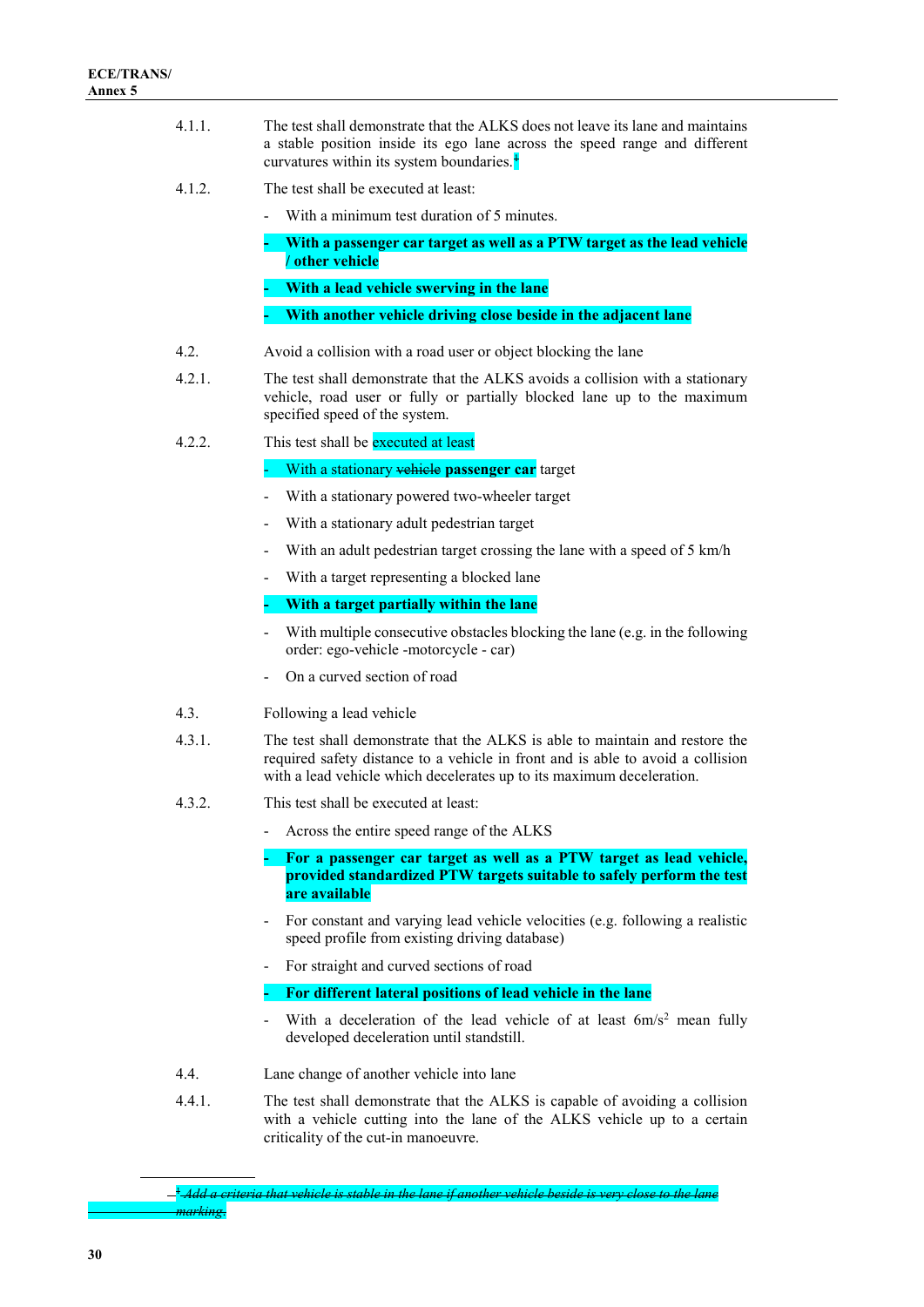4.1.1. The test shall demonstrate that the ALKS does not leave its lane and maintains a stable position inside its ego lane across the speed range and different curvatures within its system boundaries.~~[1]~~

4.1.2. The test shall be executed at least:

- With a minimum test duration of 5 minutes.
- **With a passenger car target as well as a PTW target as the lead vehicle / other vehicle**
- **With a lead vehicle swerving in the lane**
- **With another vehicle driving close beside in the adjacent lane**

4.2. Avoid a collision with a road user or object blocking the lane

4.2.1. The test shall demonstrate that the ALKS avoids a collision with a stationary vehicle, road user or fully or partially blocked lane up to the maximum specified speed of the system.

4.2.2. This test shall be executed at least

- With a stationary ~~vehicle~~ **passenger car** target
- With a stationary powered two-wheeler target
- With a stationary adult pedestrian target
- With an adult pedestrian target crossing the lane with a speed of 5 km/h
- With a target representing a blocked lane
- **With a target partially within the lane**
- With multiple consecutive obstacles blocking the lane (e.g. in the following order: ego-vehicle -motorcycle - car)
- On a curved section of road

4.3. Following a lead vehicle

4.3.1. The test shall demonstrate that the ALKS is able to maintain and restore the required safety distance to a vehicle in front and is able to avoid a collision with a lead vehicle which decelerates up to its maximum deceleration.

4.3.2. This test shall be executed at least:

- Across the entire speed range of the ALKS
- **For a passenger car target as well as a PTW target as lead vehicle, provided standardized PTW targets suitable to safely perform the test are available**
- For constant and varying lead vehicle velocities (e.g. following a realistic speed profile from existing driving database)
- For straight and curved sections of road
- **For different lateral positions of lead vehicle in the lane**
- With a deceleration of the lead vehicle of at least 6m/s$^2$ mean fully developed deceleration until standstill.

4.4. Lane change of another vehicle into lane

4.4.1. The test shall demonstrate that the ALKS is capable of avoiding a collision with a vehicle cutting into the lane of the ALKS vehicle up to a certain criticality of the cut-in manoeuvre.

---

~~[1] *Add a criteria that vehicle is stable in the lane if another vehicle beside is very close to the lane marking.*~~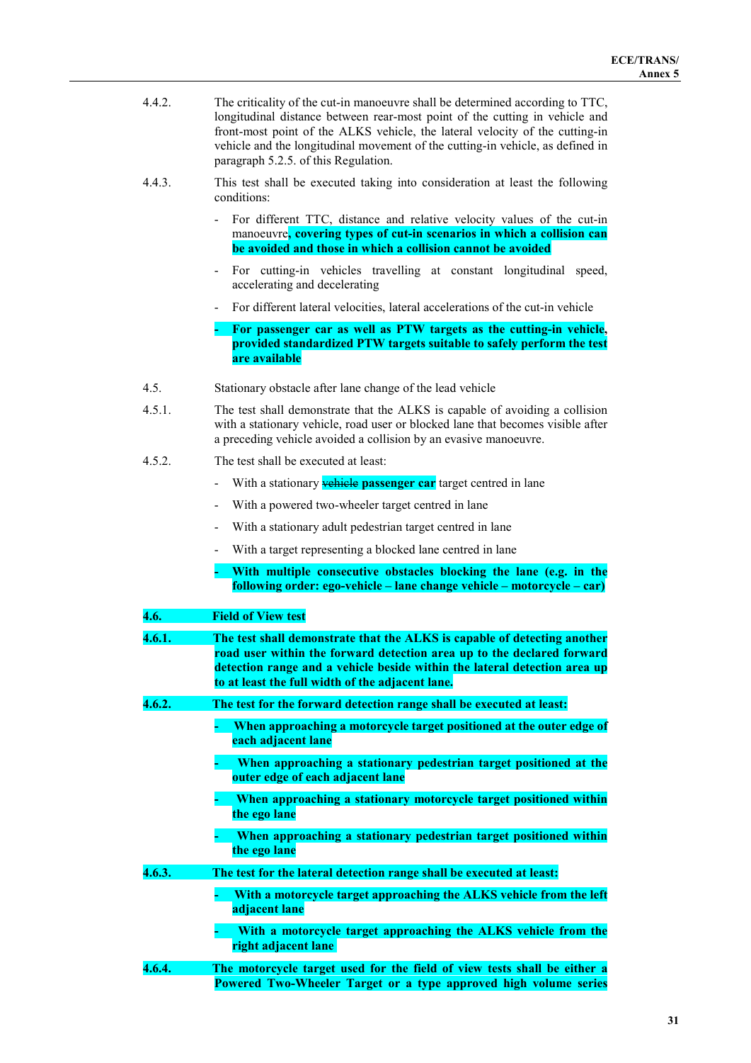4.4.2. The criticality of the cut-in manoeuvre shall be determined according to TTC, longitudinal distance between rear-most point of the cutting in vehicle and front-most point of the ALKS vehicle, the lateral velocity of the cutting-in vehicle and the longitudinal movement of the cutting-in vehicle, as defined in paragraph 5.2.5. of this Regulation.

4.4.3. This test shall be executed taking into consideration at least the following conditions:

- For different TTC, distance and relative velocity values of the cut-in manoeuvre**, covering types of cut-in scenarios in which a collision can be avoided and those in which a collision cannot be avoided**
- For cutting-in vehicles travelling at constant longitudinal speed, accelerating and decelerating
- For different lateral velocities, lateral accelerations of the cut-in vehicle
- **For passenger car as well as PTW targets as the cutting-in vehicle, provided standardized PTW targets suitable to safely perform the test are available**

4.5. Stationary obstacle after lane change of the lead vehicle

4.5.1. The test shall demonstrate that the ALKS is capable of avoiding a collision with a stationary vehicle, road user or blocked lane that becomes visible after a preceding vehicle avoided a collision by an evasive manoeuvre.

4.5.2. The test shall be executed at least:

- With a stationary ~~vehicle~~ **passenger car** target centred in lane
- With a powered two-wheeler target centred in lane
- With a stationary adult pedestrian target centred in lane
- With a target representing a blocked lane centred in lane
- **With multiple consecutive obstacles blocking the lane (e.g. in the following order: ego-vehicle – lane change vehicle – motorcycle – car)**

**4.6. Field of View test**

**4.6.1. The test shall demonstrate that the ALKS is capable of detecting another road user within the forward detection area up to the declared forward detection range and a vehicle beside within the lateral detection area up to at least the full width of the adjacent lane.**

**4.6.2. The test for the forward detection range shall be executed at least:**

- **When approaching a motorcycle target positioned at the outer edge of each adjacent lane**
- **When approaching a stationary pedestrian target positioned at the outer edge of each adjacent lane**
- **When approaching a stationary motorcycle target positioned within the ego lane**
- **When approaching a stationary pedestrian target positioned within the ego lane**

**4.6.3. The test for the lateral detection range shall be executed at least:**

- **With a motorcycle target approaching the ALKS vehicle from the left adjacent lane**
- **With a motorcycle target approaching the ALKS vehicle from the right adjacent lane**

**4.6.4. The motorcycle target used for the field of view tests shall be either a Powered Two-Wheeler Target or a type approved high volume series**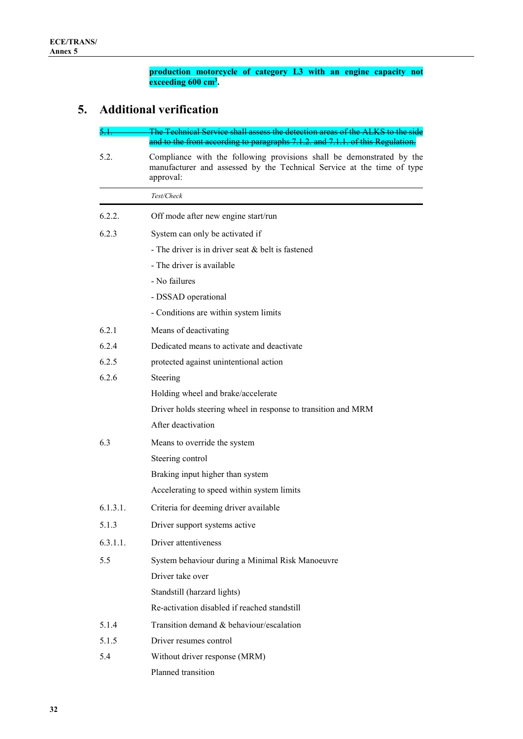**production motorcycle of category L3 with an engine capacity not exceeding 600 cm³.**

## 5. Additional verification

5.1. ~~The Technical Service shall assess the detection areas of the ALKS to the side and to the front according to paragraphs 7.1.2. and 7.1.1. of this Regulation.~~

5.2. Compliance with the following provisions shall be demonstrated by the manufacturer and assessed by the Technical Service at the time of type approval:

| | *Test/Check* |
|---|---|
| 6.2.2. | Off mode after new engine start/run |
| 6.2.3 | System can only be activated if |
| | - The driver is in driver seat & belt is fastened |
| | - The driver is available |
| | - No failures |
| | - DSSAD operational |
| | - Conditions are within system limits |
| 6.2.1 | Means of deactivating |
| 6.2.4 | Dedicated means to activate and deactivate |
| 6.2.5 | protected against unintentional action |
| 6.2.6 | Steering |
| | Holding wheel and brake/accelerate |
| | Driver holds steering wheel in response to transition and MRM |
| | After deactivation |
| 6.3 | Means to override the system |
| | Steering control |
| | Braking input higher than system |
| | Accelerating to speed within system limits |
| 6.1.3.1. | Criteria for deeming driver available |
| 5.1.3 | Driver support systems active |
| 6.3.1.1. | Driver attentiveness |
| 5.5 | System behaviour during a Minimal Risk Manoeuvre |
| | Driver take over |
| | Standstill (harzard lights) |
| | Re-activation disabled if reached standstill |
| 5.1.4 | Transition demand & behaviour/escalation |
| 5.1.5 | Driver resumes control |
| 5.4 | Without driver response (MRM) |
| | Planned transition |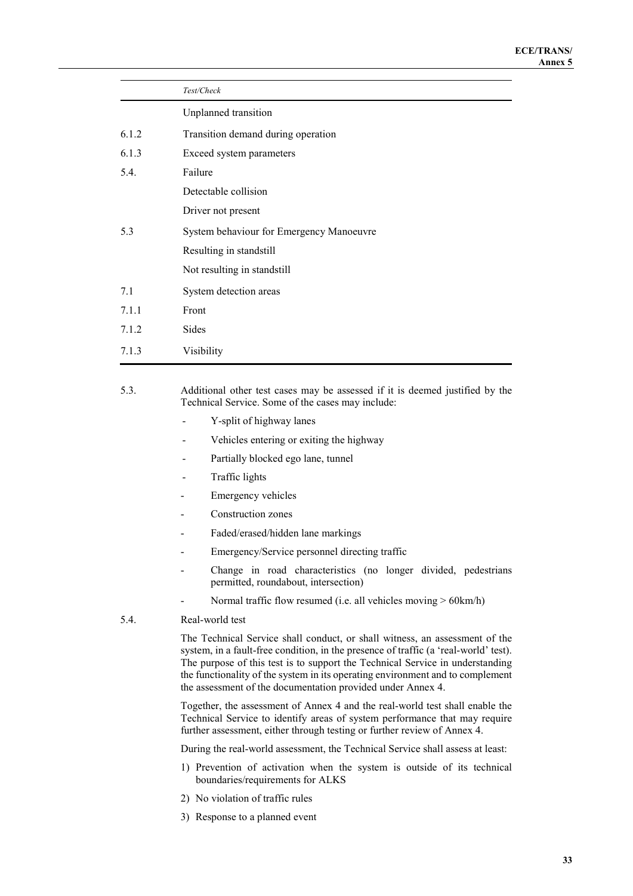| | *Test/Check* |
|---|---|
| | Unplanned transition |
| 6.1.2 | Transition demand during operation |
| 6.1.3 | Exceed system parameters |
| 5.4. | Failure |
| | Detectable collision |
| | Driver not present |
| 5.3 | System behaviour for Emergency Manoeuvre |
| | Resulting in standstill |
| | Not resulting in standstill |
| 7.1 | System detection areas |
| 7.1.1 | Front |
| 7.1.2 | Sides |
| 7.1.3 | Visibility |

5.3. Additional other test cases may be assessed if it is deemed justified by the Technical Service. Some of the cases may include:

- Y-split of highway lanes
- Vehicles entering or exiting the highway
- Partially blocked ego lane, tunnel
- Traffic lights
- Emergency vehicles
- Construction zones
- Faded/erased/hidden lane markings
- Emergency/Service personnel directing traffic
- Change in road characteristics (no longer divided, pedestrians permitted, roundabout, intersection)
- Normal traffic flow resumed (i.e. all vehicles moving > 60km/h)

5.4. Real-world test

The Technical Service shall conduct, or shall witness, an assessment of the system, in a fault-free condition, in the presence of traffic (a 'real-world' test). The purpose of this test is to support the Technical Service in understanding the functionality of the system in its operating environment and to complement the assessment of the documentation provided under Annex 4.

Together, the assessment of Annex 4 and the real-world test shall enable the Technical Service to identify areas of system performance that may require further assessment, either through testing or further review of Annex 4.

During the real-world assessment, the Technical Service shall assess at least:

1) Prevention of activation when the system is outside of its technical boundaries/requirements for ALKS
2) No violation of traffic rules
3) Response to a planned event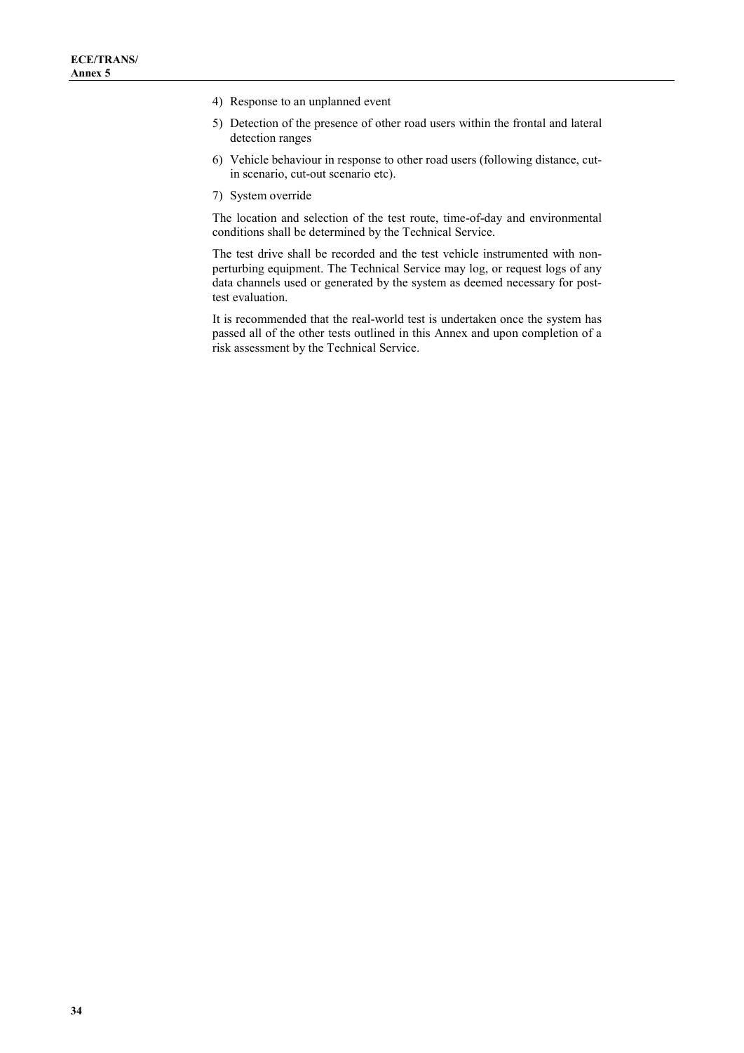4) Response to an unplanned event

5) Detection of the presence of other road users within the frontal and lateral detection ranges

6) Vehicle behaviour in response to other road users (following distance, cut-in scenario, cut-out scenario etc).

7) System override

The location and selection of the test route, time-of-day and environmental conditions shall be determined by the Technical Service.

The test drive shall be recorded and the test vehicle instrumented with non-perturbing equipment. The Technical Service may log, or request logs of any data channels used or generated by the system as deemed necessary for post-test evaluation.

It is recommended that the real-world test is undertaken once the system has passed all of the other tests outlined in this Annex and upon completion of a risk assessment by the Technical Service.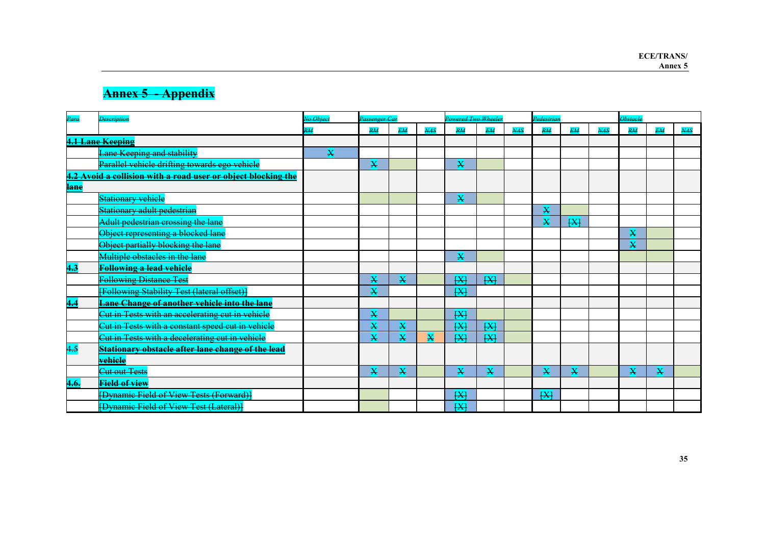## Annex 5 - Appendix

| Para | Description | No Object | Passenger Car | | | Powered Two Wheeler | | | Pedestrian | | | Obstacle | | |
|---|---|---|---|---|---|---|---|---|---|---|---|---|---|---|
| | | RM | RM | EM | NAS | RM | EM | NAS | RM | EM | NAS | RM | EM | NAS |
| 4.1 Lane Keeping | | | | | | | | | | | | | | |
| | Lane Keeping and stability | X | | | | | | | | | | | | |
| | Parallel vehicle drifting towards ego vehicle | | X | | | X | | | | | | | | |
| 4.2 Avoid a collision with a road user or object blocking the lane | | | | | | | | | | | | | | |
| | Stationary vehicle | | | | | X | | | | | | | | |
| | Stationary adult pedestrian | | | | | | | | X | | | | | |
| | Adult pedestrian crossing the lane | | | | | | | | X | [X] | | | | |
| | Object representing a blocked lane | | | | | | | | | | | X | | |
| | Object partially blocking the lane | | | | | | | | | | | X | | |
| | Multiple obstacles in the lane | | | | | X | | | | | | | | |
| 4.3 | Following a lead vehicle | | | | | | | | | | | | | |
| | Following Distance Test | | X | X | | [X] | [X] | | | | | | | |
| | [Following Stability Test (lateral offset)] | | X | | | [X] | | | | | | | | |
| 4.4 | Lane Change of another vehicle into the lane | | | | | | | | | | | | | |
| | Cut in Tests with an accelerating cut in vehicle | | X | | | [X] | | | | | | | | |
| | Cut in Tests with a constant speed cut in vehicle | | X | X | | [X] | [X] | | | | | | | |
| | Cut in Tests with a decelerating cut in vehicle | | X | X | X | [X] | [X] | | | | | | | |
| 4.5 | Stationary obstacle after lane change of the lead vehicle | | | | | | | | | | | | | |
| | Cut out Tests | | X | X | | X | X | | X | X | | X | X | |
| 4.6. | Field of view | | | | | | | | | | | | | |
| | [Dynamic Field of View Tests (Forward)] | | | | | [X] | | | [X] | | | | | |
| | [Dynamic Field of View Test (Lateral)] | | | | | [X] | | | | | | | | |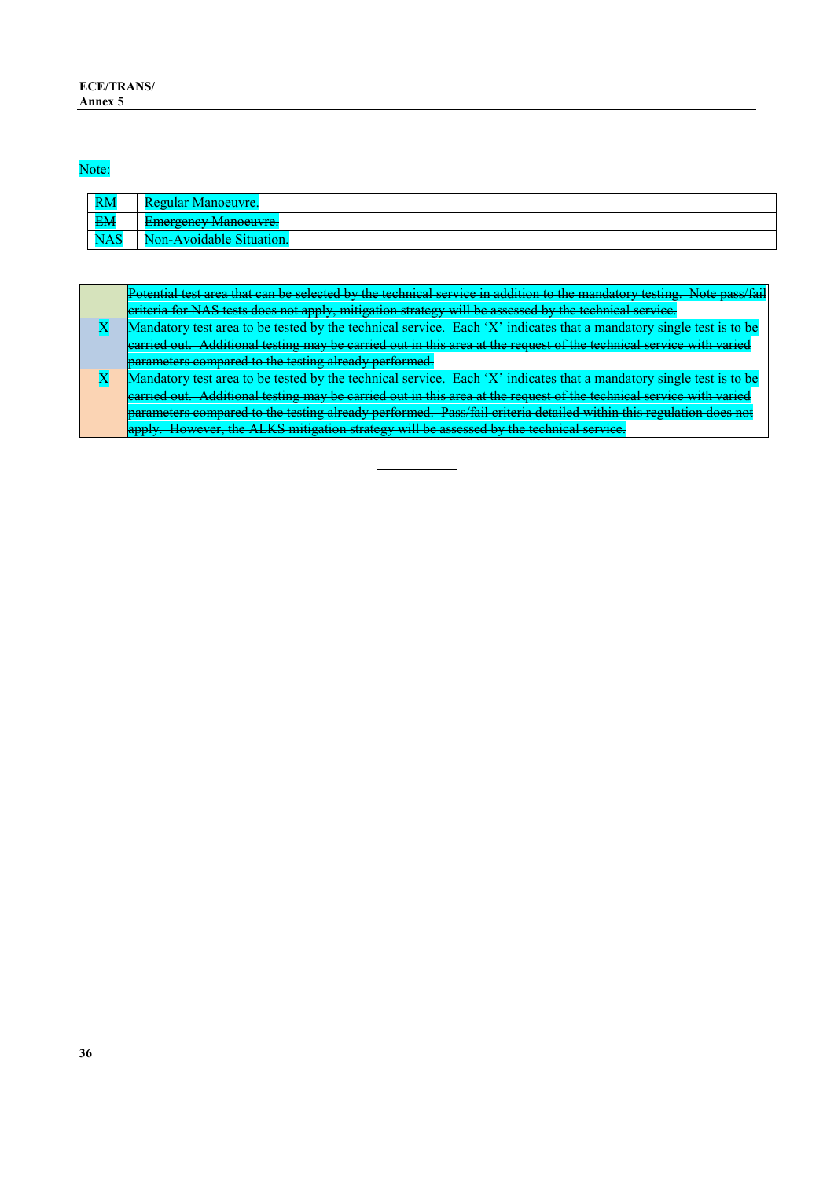Note:

| | |
|---|---|
| RM | Regular Manoeuvre. |
| EM | Emergency Manoeuvre. |
| NAS | Non-Avoidable Situation. |

| | |
|---|---|
| | Potential test area that can be selected by the technical service in addition to the mandatory testing. Note pass/fail criteria for NAS tests does not apply, mitigation strategy will be assessed by the technical service. |
| X | Mandatory test area to be tested by the technical service. Each 'X' indicates that a mandatory single test is to be carried out. Additional testing may be carried out in this area at the request of the technical service with varied parameters compared to the testing already performed. |
| X | Mandatory test area to be tested by the technical service. Each 'X' indicates that a mandatory single test is to be carried out. Additional testing may be carried out in this area at the request of the technical service with varied parameters compared to the testing already performed. Pass/fail criteria detailed within this regulation does not apply. However, the ALKS mitigation strategy will be assessed by the technical service. |